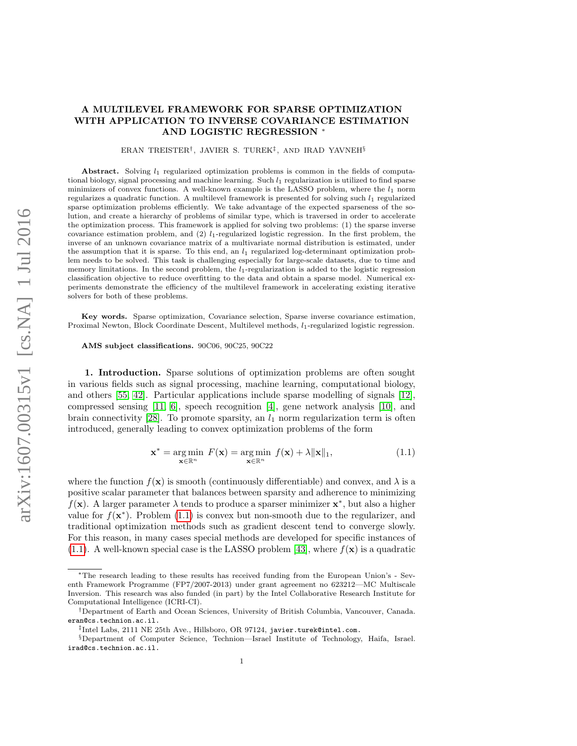# A MULTILEVEL FRAMEWORK FOR SPARSE OPTIMIZATION WITH APPLICATION TO INVERSE COVARIANCE ESTIMATION AND LOGISTIC REGRESSION [*]

ERAN TREISTER[†], JAVIER S. TUREK[‡], AND IRAD YAVNEH[§]

**Abstract.** Solving $l_1$ regularized optimization problems is common in the fields of computational biology, signal processing and machine learning. Such $l_1$ regularization is utilized to find sparse minimizers of convex functions. A well-known example is the LASSO problem, where the $l_1$ norm regularizes a quadratic function. A multilevel framework is presented for solving such $l_1$ regularized sparse optimization problems efficiently. We take advantage of the expected sparseness of the solution, and create a hierarchy of problems of similar type, which is traversed in order to accelerate the optimization process. This framework is applied for solving two problems: (1) the sparse inverse covariance estimation problem, and (2) $l_1$-regularized logistic regression. In the first problem, the inverse of an unknown covariance matrix of a multivariate normal distribution is estimated, under the assumption that it is sparse. To this end, an $l_1$ regularized log-determinant optimization problem needs to be solved. This task is challenging especially for large-scale datasets, due to time and memory limitations. In the second problem, the $l_1$-regularization is added to the logistic regression classification objective to reduce overfitting to the data and obtain a sparse model. Numerical experiments demonstrate the efficiency of the multilevel framework in accelerating existing iterative solvers for both of these problems.

**Key words.** Sparse optimization, Covariance selection, Sparse inverse covariance estimation, Proximal Newton, Block Coordinate Descent, Multilevel methods, $l_1$-regularized logistic regression.

**AMS subject classifications.** 90C06, 90C25, 90C22

## 1. Introduction.

Sparse solutions of optimization problems are often sought in various fields such as signal processing, machine learning, computational biology, and others [55, 42]. Particular applications include sparse modelling of signals [12], compressed sensing [11, 6], speech recognition [4], gene network analysis [10], and brain connectivity [28]. To promote sparsity, an $l_1$ norm regularization term is often introduced, generally leading to convex optimization problems of the form

$$\mathbf{x}^* = \underset{\mathbf{x}\in\mathbb{R}^n}{\arg\min}\ F(\mathbf{x}) = \underset{\mathbf{x}\in\mathbb{R}^n}{\arg\min}\ f(\mathbf{x}) + \lambda\|\mathbf{x}\|_1, \tag{1.1}$$

where the function $f(\mathbf{x})$ is smooth (continuously differentiable) and convex, and $\lambda$ is a positive scalar parameter that balances between sparsity and adherence to minimizing $f(\mathbf{x})$. A larger parameter $\lambda$ tends to produce a sparser minimizer $\mathbf{x}^*$, but also a higher value for $f(\mathbf{x}^*)$. Problem (1.1) is convex but non-smooth due to the regularizer, and traditional optimization methods such as gradient descent tend to converge slowly. For this reason, in many cases special methods are developed for specific instances of (1.1). A well-known special case is the LASSO problem [43], where $f(\mathbf{x})$ is a quadratic

---

[*] The research leading to these results has received funding from the European Union's - Seventh Framework Programme (FP7/2007-2013) under grant agreement no 623212—MC Multiscale Inversion. This research was also funded (in part) by the Intel Collaborative Research Institute for Computational Intelligence (ICRI-CI).

[†] Department of Earth and Ocean Sciences, University of British Columbia, Vancouver, Canada. eran@cs.technion.ac.il.

[‡] Intel Labs, 2111 NE 25th Ave., Hillsboro, OR 97124, javier.turek@intel.com.

[§] Department of Computer Science, Technion—Israel Institute of Technology, Haifa, Israel. irad@cs.technion.ac.il.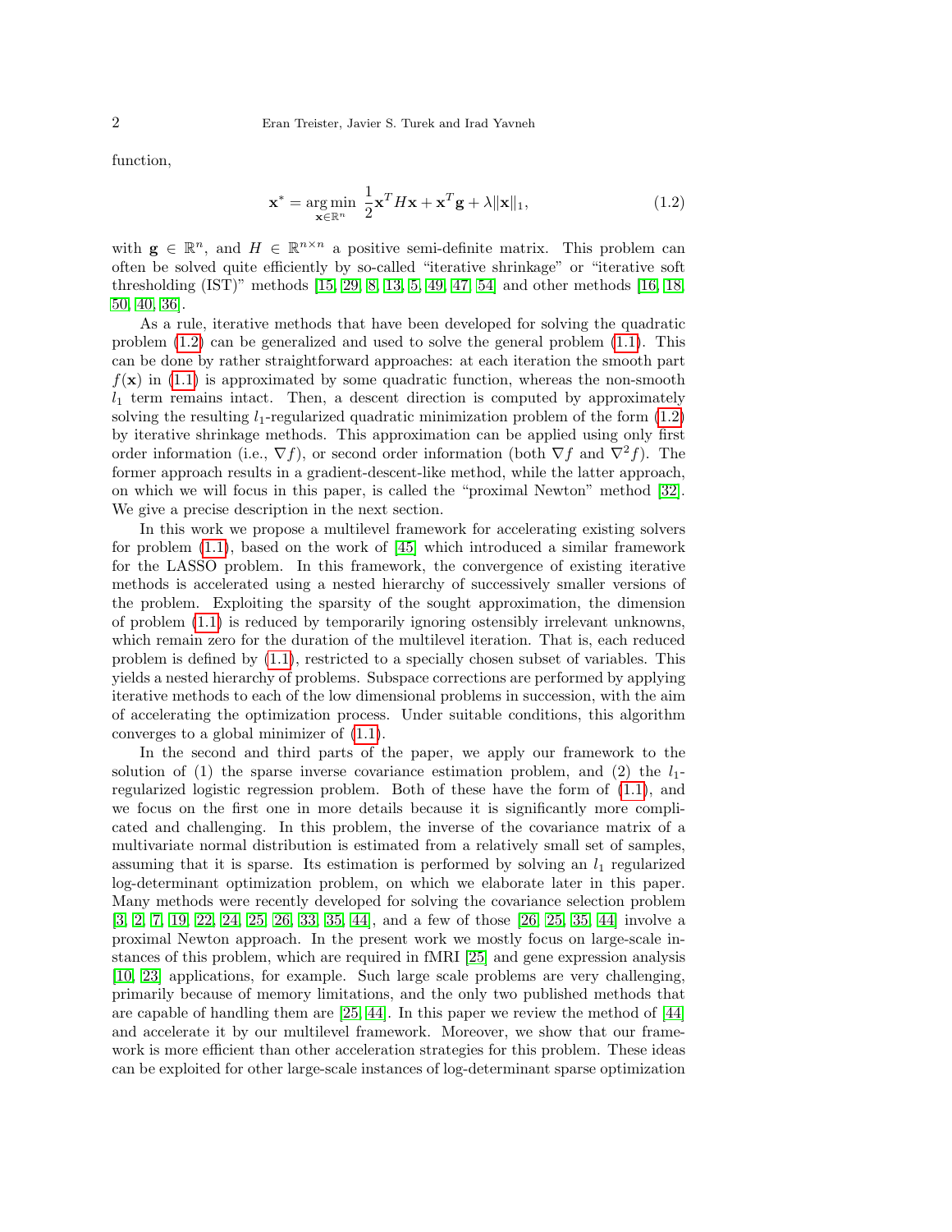function,

$$\mathbf{x}^* = \underset{\mathbf{x}\in\mathbb{R}^n}{\arg\min}\ \frac{1}{2}\mathbf{x}^T H\mathbf{x} + \mathbf{x}^T\mathbf{g} + \lambda\|\mathbf{x}\|_1, \tag{1.2}$$

with $\mathbf{g} \in \mathbb{R}^n$, and $H \in \mathbb{R}^{n\times n}$ a positive semi-definite matrix. This problem can often be solved quite efficiently by so-called "iterative shrinkage" or "iterative soft thresholding (IST)" methods [15, 29, 8, 13, 5, 49, 47, 54] and other methods [16, 18, 50, 40, 36].

As a rule, iterative methods that have been developed for solving the quadratic problem (1.2) can be generalized and used to solve the general problem (1.1). This can be done by rather straightforward approaches: at each iteration the smooth part $f(\mathbf{x})$ in (1.1) is approximated by some quadratic function, whereas the non-smooth $l_1$ term remains intact. Then, a descent direction is computed by approximately solving the resulting $l_1$-regularized quadratic minimization problem of the form (1.2) by iterative shrinkage methods. This approximation can be applied using only first order information (i.e., $\nabla f$), or second order information (both $\nabla f$ and $\nabla^2 f$). The former approach results in a gradient-descent-like method, while the latter approach, on which we will focus in this paper, is called the "proximal Newton" method [32]. We give a precise description in the next section.

In this work we propose a multilevel framework for accelerating existing solvers for problem (1.1), based on the work of [45] which introduced a similar framework for the LASSO problem. In this framework, the convergence of existing iterative methods is accelerated using a nested hierarchy of successively smaller versions of the problem. Exploiting the sparsity of the sought approximation, the dimension of problem (1.1) is reduced by temporarily ignoring ostensibly irrelevant unknowns, which remain zero for the duration of the multilevel iteration. That is, each reduced problem is defined by (1.1), restricted to a specially chosen subset of variables. This yields a nested hierarchy of problems. Subspace corrections are performed by applying iterative methods to each of the low dimensional problems in succession, with the aim of accelerating the optimization process. Under suitable conditions, this algorithm converges to a global minimizer of (1.1).

In the second and third parts of the paper, we apply our framework to the solution of (1) the sparse inverse covariance estimation problem, and (2) the $l_1$-regularized logistic regression problem. Both of these have the form of (1.1), and we focus on the first one in more details because it is significantly more complicated and challenging. In this problem, the inverse of the covariance matrix of a multivariate normal distribution is estimated from a relatively small set of samples, assuming that it is sparse. Its estimation is performed by solving an $l_1$ regularized log-determinant optimization problem, on which we elaborate later in this paper. Many methods were recently developed for solving the covariance selection problem [3, 2, 7, 19, 22, 24, 25, 26, 33, 35, 44], and a few of those [26, 25, 35, 44] involve a proximal Newton approach. In the present work we mostly focus on large-scale instances of this problem, which are required in fMRI [25] and gene expression analysis [10, 23] applications, for example. Such large scale problems are very challenging, primarily because of memory limitations, and the only two published methods that are capable of handling them are [25, 44]. In this paper we review the method of [44] and accelerate it by our multilevel framework. Moreover, we show that our framework is more efficient than other acceleration strategies for this problem. These ideas can be exploited for other large-scale instances of log-determinant sparse optimization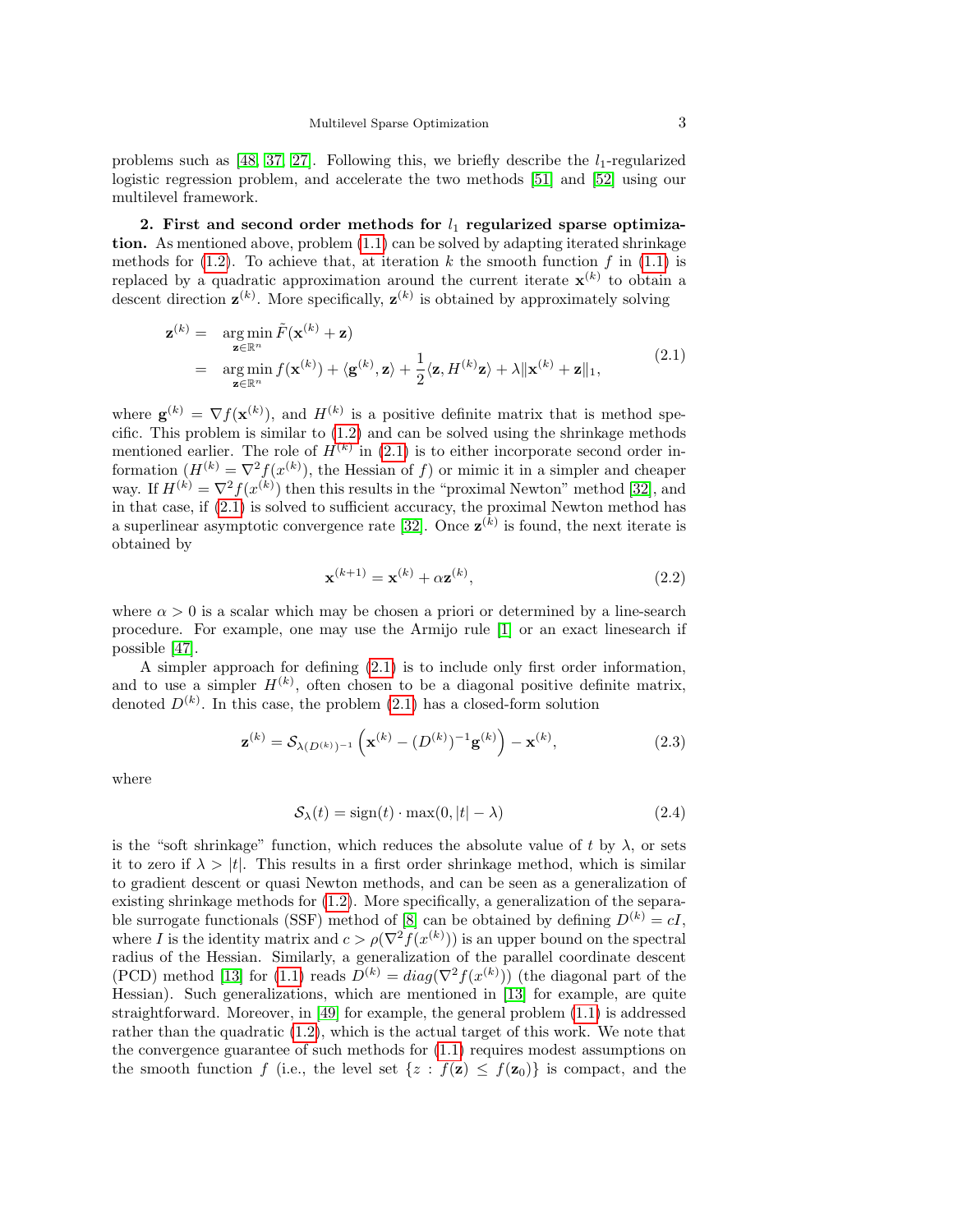problems such as [48, 37, 27]. Following this, we briefly describe the $l_1$-regularized logistic regression problem, and accelerate the two methods [51] and [52] using our multilevel framework.

## 2. First and second order methods for $l_1$ regularized sparse optimization.

As mentioned above, problem (1.1) can be solved by adapting iterated shrinkage methods for (1.2). To achieve that, at iteration $k$ the smooth function $f$ in (1.1) is replaced by a quadratic approximation around the current iterate $\mathbf{x}^{(k)}$ to obtain a descent direction $\mathbf{z}^{(k)}$. More specifically, $\mathbf{z}^{(k)}$ is obtained by approximately solving

$$
\begin{aligned}
\mathbf{z}^{(k)} = & \underset{\mathbf{z}\in\mathbb{R}^n}{\arg\min}\, \tilde{F}(\mathbf{x}^{(k)}+\mathbf{z}) \\
= & \underset{\mathbf{z}\in\mathbb{R}^n}{\arg\min}\, f(\mathbf{x}^{(k)}) + \langle \mathbf{g}^{(k)}, \mathbf{z}\rangle + \frac{1}{2}\langle \mathbf{z}, H^{(k)}\mathbf{z}\rangle + \lambda\|\mathbf{x}^{(k)}+\mathbf{z}\|_1,
\end{aligned}
\tag{2.1}
$$

where $\mathbf{g}^{(k)} = \nabla f(\mathbf{x}^{(k)})$, and $H^{(k)}$ is a positive definite matrix that is method specific. This problem is similar to (1.2) and can be solved using the shrinkage methods mentioned earlier. The role of $H^{(k)}$ in (2.1) is to either incorporate second order information ($H^{(k)} = \nabla^2 f(x^{(k)})$, the Hessian of $f$) or mimic it in a simpler and cheaper way. If $H^{(k)} = \nabla^2 f(x^{(k)})$ then this results in the "proximal Newton" method [32], and in that case, if (2.1) is solved to sufficient accuracy, the proximal Newton method has a superlinear asymptotic convergence rate [32]. Once $\mathbf{z}^{(k)}$ is found, the next iterate is obtained by

$$
\mathbf{x}^{(k+1)} = \mathbf{x}^{(k)} + \alpha\mathbf{z}^{(k)},
\tag{2.2}
$$

where $\alpha > 0$ is a scalar which may be chosen a priori or determined by a line-search procedure. For example, one may use the Armijo rule [1] or an exact linesearch if possible [47].

A simpler approach for defining (2.1) is to include only first order information, and to use a simpler $H^{(k)}$, often chosen to be a diagonal positive definite matrix, denoted $D^{(k)}$. In this case, the problem (2.1) has a closed-form solution

$$
\mathbf{z}^{(k)} = \mathcal{S}_{\lambda(D^{(k)})^{-1}}\left(\mathbf{x}^{(k)} - (D^{(k)})^{-1}\mathbf{g}^{(k)}\right) - \mathbf{x}^{(k)},
\tag{2.3}
$$

where

$$
\mathcal{S}_\lambda(t) = \operatorname{sign}(t)\cdot\max(0, |t|-\lambda)
\tag{2.4}
$$

is the "soft shrinkage" function, which reduces the absolute value of $t$ by $\lambda$, or sets it to zero if $\lambda > |t|$. This results in a first order shrinkage method, which is similar to gradient descent or quasi Newton methods, and can be seen as a generalization of existing shrinkage methods for (1.2). More specifically, a generalization of the separable surrogate functionals (SSF) method of [8] can be obtained by defining $D^{(k)} = cI$, where $I$ is the identity matrix and $c > \rho(\nabla^2 f(x^{(k)}))$ is an upper bound on the spectral radius of the Hessian. Similarly, a generalization of the parallel coordinate descent (PCD) method [13] for (1.1) reads $D^{(k)} = diag(\nabla^2 f(x^{(k)}))$ (the diagonal part of the Hessian). Such generalizations, which are mentioned in [13] for example, are quite straightforward. Moreover, in [49] for example, the general problem (1.1) is addressed rather than the quadratic (1.2), which is the actual target of this work. We note that the convergence guarantee of such methods for (1.1) requires modest assumptions on the smooth function $f$ (i.e., the level set $\{z : f(\mathbf{z}) \le f(\mathbf{z}_0)\}$ is compact, and the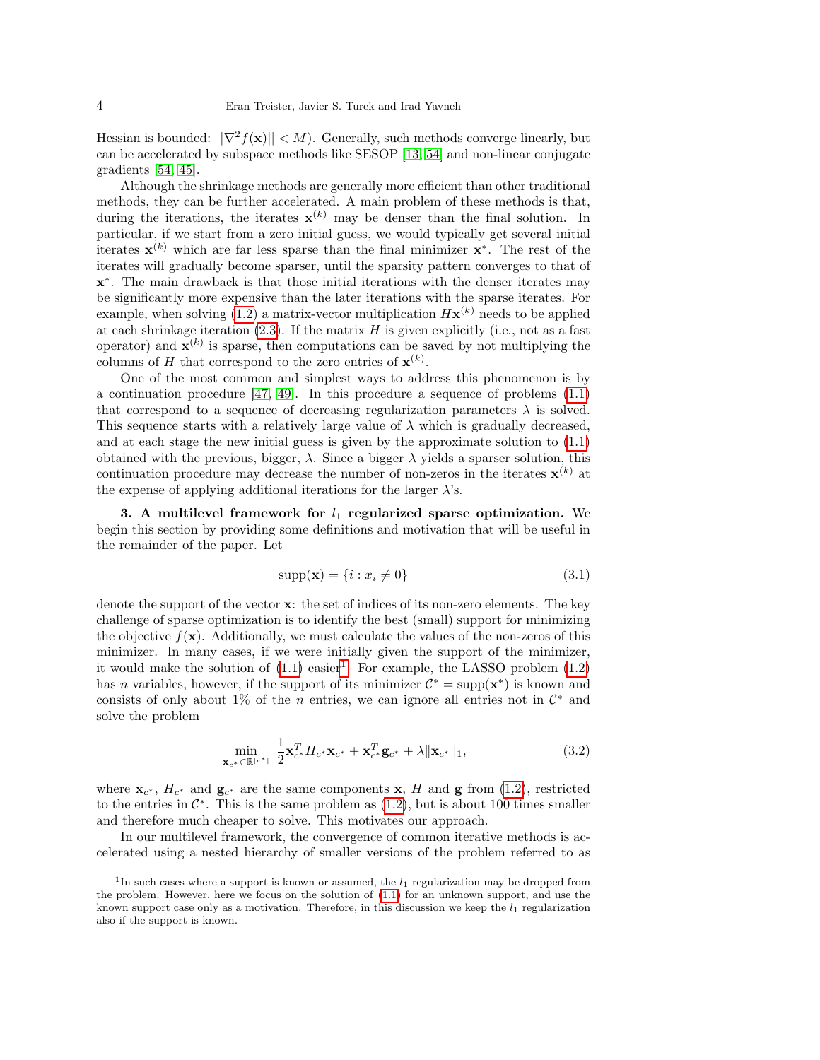Hessian is bounded: $||\nabla^2 f(\mathbf{x})|| < M$). Generally, such methods converge linearly, but can be accelerated by subspace methods like SESOP [13, 54] and non-linear conjugate gradients [54, 45].

Although the shrinkage methods are generally more efficient than other traditional methods, they can be further accelerated. A main problem of these methods is that, during the iterations, the iterates $\mathbf{x}^{(k)}$ may be denser than the final solution. In particular, if we start from a zero initial guess, we would typically get several initial iterates $\mathbf{x}^{(k)}$ which are far less sparse than the final minimizer $\mathbf{x}^*$. The rest of the iterates will gradually become sparser, until the sparsity pattern converges to that of $\mathbf{x}^*$. The main drawback is that those initial iterations with the denser iterates may be significantly more expensive than the later iterations with the sparse iterates. For example, when solving (1.2) a matrix-vector multiplication $H\mathbf{x}^{(k)}$ needs to be applied at each shrinkage iteration (2.3). If the matrix $H$ is given explicitly (i.e., not as a fast operator) and $\mathbf{x}^{(k)}$ is sparse, then computations can be saved by not multiplying the columns of $H$ that correspond to the zero entries of $\mathbf{x}^{(k)}$.

One of the most common and simplest ways to address this phenomenon is by a continuation procedure [47, 49]. In this procedure a sequence of problems (1.1) that correspond to a sequence of decreasing regularization parameters $\lambda$ is solved. This sequence starts with a relatively large value of $\lambda$ which is gradually decreased, and at each stage the new initial guess is given by the approximate solution to (1.1) obtained with the previous, bigger, $\lambda$. Since a bigger $\lambda$ yields a sparser solution, this continuation procedure may decrease the number of non-zeros in the iterates $\mathbf{x}^{(k)}$ at the expense of applying additional iterations for the larger $\lambda$'s.

## 3. A multilevel framework for $l_1$ regularized sparse optimization.

We begin this section by providing some definitions and motivation that will be useful in the remainder of the paper. Let

$$\text{supp}(\mathbf{x}) = \{i : x_i \neq 0\} \tag{3.1}$$

denote the support of the vector $\mathbf{x}$: the set of indices of its non-zero elements. The key challenge of sparse optimization is to identify the best (small) support for minimizing the objective $f(\mathbf{x})$. Additionally, we must calculate the values of the non-zeros of this minimizer. In many cases, if we were initially given the support of the minimizer, it would make the solution of (1.1) easier[1]. For example, the LASSO problem (1.2) has $n$ variables, however, if the support of its minimizer $\mathcal{C}^* = \text{supp}(\mathbf{x}^*)$ is known and consists of only about 1% of the $n$ entries, we can ignore all entries not in $\mathcal{C}^*$ and solve the problem

$$\min_{\mathbf{x}_{c^*} \in \mathbb{R}^{|c^*|}} \frac{1}{2}\mathbf{x}_{c^*}^T H_{c^*} \mathbf{x}_{c^*} + \mathbf{x}_{c^*}^T \mathbf{g}_{c^*} + \lambda \|\mathbf{x}_{c^*}\|_1, \tag{3.2}$$

where $\mathbf{x}_{c^*}$, $H_{c^*}$ and $\mathbf{g}_{c^*}$ are the same components $\mathbf{x}$, $H$ and $\mathbf{g}$ from (1.2), restricted to the entries in $\mathcal{C}^*$. This is the same problem as (1.2), but is about 100 times smaller and therefore much cheaper to solve. This motivates our approach.

In our multilevel framework, the convergence of common iterative methods is accelerated using a nested hierarchy of smaller versions of the problem referred to as

[1] In such cases where a support is known or assumed, the $l_1$ regularization may be dropped from the problem. However, here we focus on the solution of (1.1) for an unknown support, and use the known support case only as a motivation. Therefore, in this discussion we keep the $l_1$ regularization also if the support is known.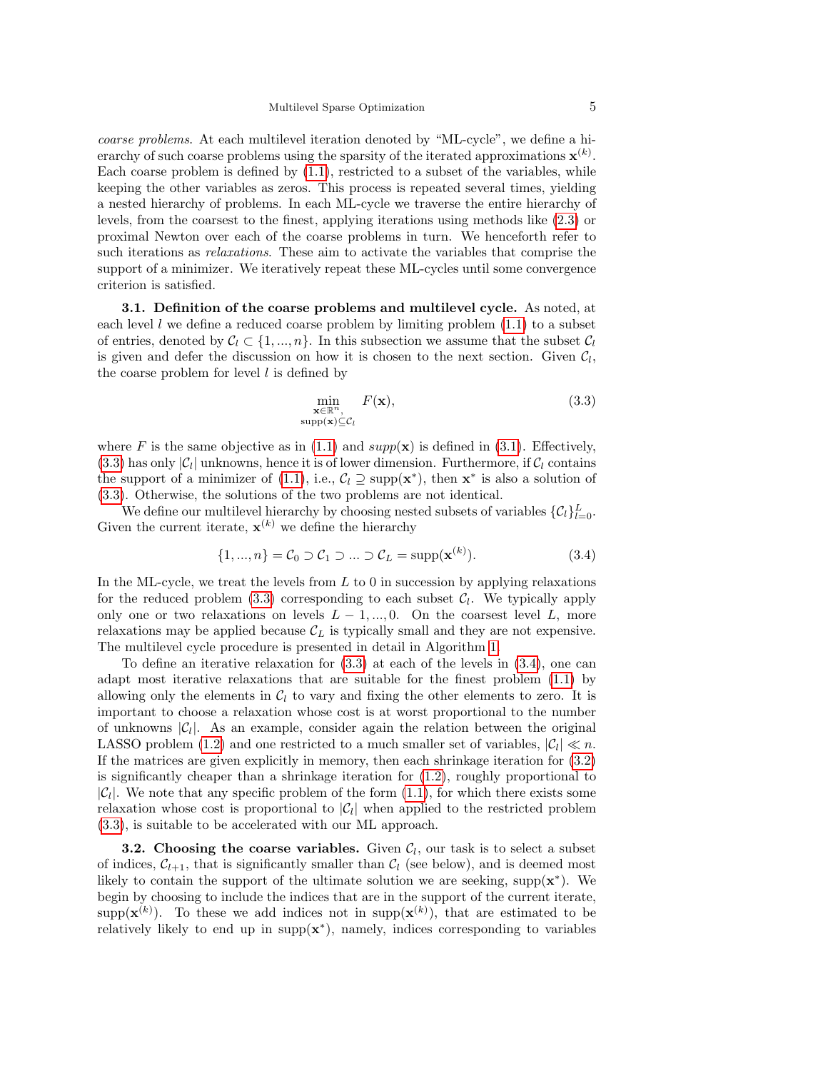*coarse problems*. At each multilevel iteration denoted by "ML-cycle", we define a hierarchy of such coarse problems using the sparsity of the iterated approximations $\mathbf{x}^{(k)}$. Each coarse problem is defined by (1.1), restricted to a subset of the variables, while keeping the other variables as zeros. This process is repeated several times, yielding a nested hierarchy of problems. In each ML-cycle we traverse the entire hierarchy of levels, from the coarsest to the finest, applying iterations using methods like (2.3) or proximal Newton over each of the coarse problems in turn. We henceforth refer to such iterations as *relaxations*. These aim to activate the variables that comprise the support of a minimizer. We iteratively repeat these ML-cycles until some convergence criterion is satisfied.

**3.1. Definition of the coarse problems and multilevel cycle.** As noted, at each level $l$ we define a reduced coarse problem by limiting problem (1.1) to a subset of entries, denoted by $\mathcal{C}_l \subset \{1, ..., n\}$. In this subsection we assume that the subset $\mathcal{C}_l$ is given and defer the discussion on how it is chosen to the next section. Given $\mathcal{C}_l$, the coarse problem for level $l$ is defined by

$$\min_{\substack{\mathbf{x}\in\mathbb{R}^n,\\ \mathrm{supp}(\mathbf{x})\subseteq\mathcal{C}_l}} F(\mathbf{x}), \tag{3.3}$$

where $F$ is the same objective as in (1.1) and $supp(\mathbf{x})$ is defined in (3.1). Effectively, (3.3) has only $|\mathcal{C}_l|$ unknowns, hence it is of lower dimension. Furthermore, if $\mathcal{C}_l$ contains the support of a minimizer of (1.1), i.e., $\mathcal{C}_l \supseteq \mathrm{supp}(\mathbf{x}^*)$, then $\mathbf{x}^*$ is also a solution of (3.3). Otherwise, the solutions of the two problems are not identical.

We define our multilevel hierarchy by choosing nested subsets of variables $\{\mathcal{C}_l\}_{l=0}^{L}$. Given the current iterate, $\mathbf{x}^{(k)}$ we define the hierarchy

$$\{1, ..., n\} = \mathcal{C}_0 \supset \mathcal{C}_1 \supset ... \supset \mathcal{C}_L = \mathrm{supp}(\mathbf{x}^{(k)}). \tag{3.4}$$

In the ML-cycle, we treat the levels from $L$ to 0 in succession by applying relaxations for the reduced problem (3.3) corresponding to each subset $\mathcal{C}_l$. We typically apply only one or two relaxations on levels $L-1, ..., 0$. On the coarsest level $L$, more relaxations may be applied because $\mathcal{C}_L$ is typically small and they are not expensive. The multilevel cycle procedure is presented in detail in Algorithm 1.

To define an iterative relaxation for (3.3) at each of the levels in (3.4), one can adapt most iterative relaxations that are suitable for the finest problem (1.1) by allowing only the elements in $\mathcal{C}_l$ to vary and fixing the other elements to zero. It is important to choose a relaxation whose cost is at worst proportional to the number of unknowns $|\mathcal{C}_l|$. As an example, consider again the relation between the original LASSO problem (1.2) and one restricted to a much smaller set of variables, $|\mathcal{C}_l| \ll n$. If the matrices are given explicitly in memory, then each shrinkage iteration for (3.2) is significantly cheaper than a shrinkage iteration for (1.2), roughly proportional to $|\mathcal{C}_l|$. We note that any specific problem of the form (1.1), for which there exists some relaxation whose cost is proportional to $|\mathcal{C}_l|$ when applied to the restricted problem (3.3), is suitable to be accelerated with our ML approach.

**3.2. Choosing the coarse variables.** Given $\mathcal{C}_l$, our task is to select a subset of indices, $\mathcal{C}_{l+1}$, that is significantly smaller than $\mathcal{C}_l$ (see below), and is deemed most likely to contain the support of the ultimate solution we are seeking, $\mathrm{supp}(\mathbf{x}^*)$. We begin by choosing to include the indices that are in the support of the current iterate, $\mathrm{supp}(\mathbf{x}^{(k)})$. To these we add indices not in $\mathrm{supp}(\mathbf{x}^{(k)})$, that are estimated to be relatively likely to end up in $\mathrm{supp}(\mathbf{x}^*)$, namely, indices corresponding to variables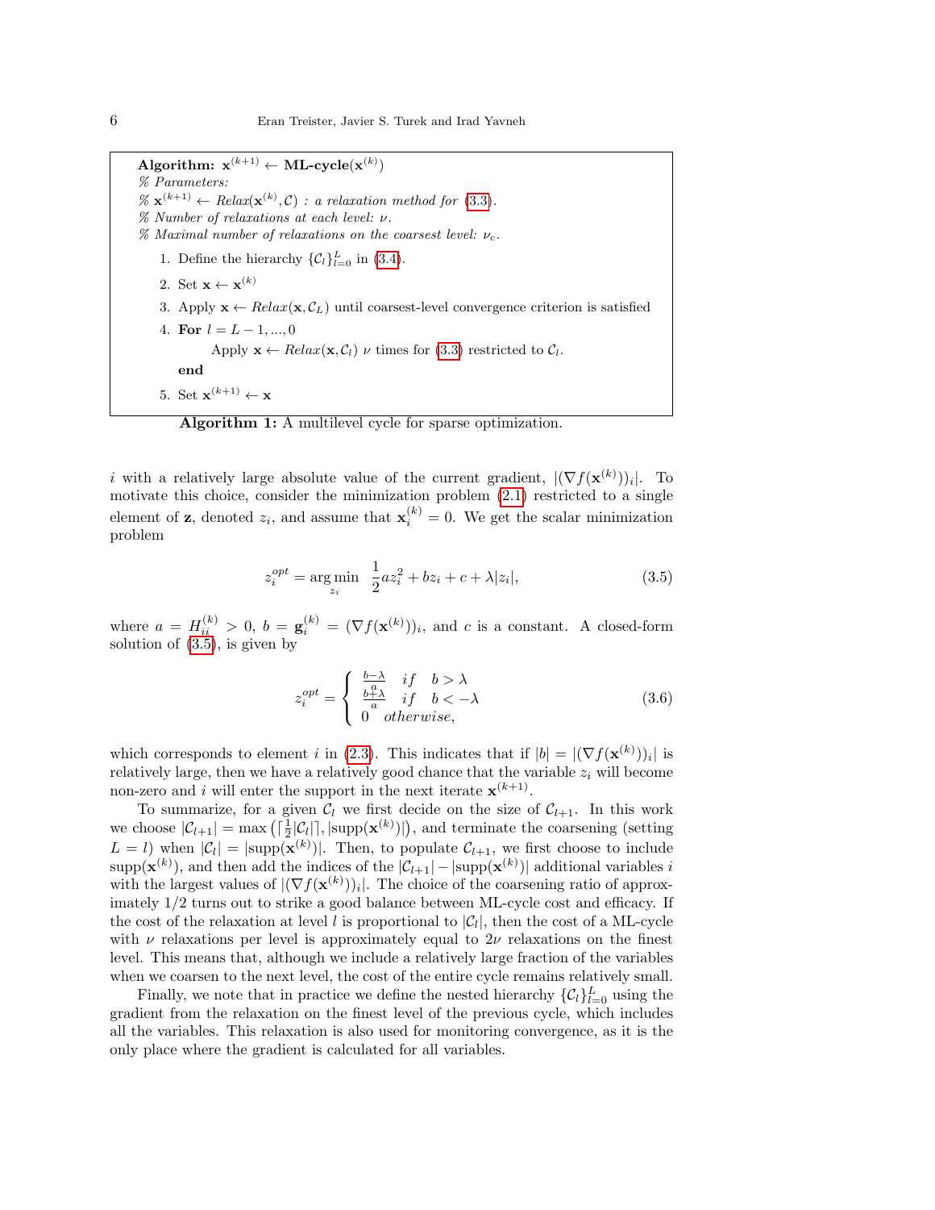**Algorithm:** $\mathbf{x}^{(k+1)} \leftarrow$ **ML-cycle**$(\mathbf{x}^{(k)})$

*% Parameters:*

*%* $\mathbf{x}^{(k+1)} \leftarrow$ *Relax*$(\mathbf{x}^{(k)}, \mathcal{C})$ *: a relaxation method for (3.3).*

*% Number of relaxations at each level:* $\nu$.

*% Maximal number of relaxations on the coarsest level:* $\nu_c$.

1. Define the hierarchy $\{\mathcal{C}_l\}_{l=0}^{L}$ in (3.4).
2. Set $\mathbf{x} \leftarrow \mathbf{x}^{(k)}$
3. Apply $\mathbf{x} \leftarrow$ *Relax*$(\mathbf{x}, \mathcal{C}_L)$ until coarsest-level convergence criterion is satisfied
4. **For** $l = L-1, ..., 0$
   
   Apply $\mathbf{x} \leftarrow$ *Relax*$(\mathbf{x}, \mathcal{C}_l)$ $\nu$ times for (3.3) restricted to $\mathcal{C}_l$.
   
   **end**
5. Set $\mathbf{x}^{(k+1)} \leftarrow \mathbf{x}$

**Algorithm 1:** A multilevel cycle for sparse optimization.

$i$ with a relatively large absolute value of the current gradient, $|(\nabla f(\mathbf{x}^{(k)}))_i|$. To motivate this choice, consider the minimization problem (2.1) restricted to a single element of $\mathbf{z}$, denoted $z_i$, and assume that $\mathbf{x}_i^{(k)} = 0$. We get the scalar minimization problem

$$z_i^{opt} = \arg\min_{z_i} \ \frac{1}{2}az_i^2 + bz_i + c + \lambda|z_i|, \tag{3.5}$$

where $a = H_{ii}^{(k)} > 0$, $b = \mathbf{g}_i^{(k)} = (\nabla f(\mathbf{x}^{(k)}))_i$, and $c$ is a constant. A closed-form solution of (3.5), is given by

$$z_i^{opt} = \begin{cases} \frac{b-\lambda}{a} & if \quad b > \lambda \\ \frac{b+\lambda}{a} & if \quad b < -\lambda \\ 0 & otherwise, \end{cases} \tag{3.6}$$

which corresponds to element $i$ in (2.3). This indicates that if $|b| = |(\nabla f(\mathbf{x}^{(k)}))_i|$ is relatively large, then we have a relatively good chance that the variable $z_i$ will become non-zero and $i$ will enter the support in the next iterate $\mathbf{x}^{(k+1)}$.

To summarize, for a given $\mathcal{C}_l$ we first decide on the size of $\mathcal{C}_{l+1}$. In this work we choose $|\mathcal{C}_{l+1}| = \max\left(\lceil \frac{1}{2}|\mathcal{C}_l| \rceil, |\text{supp}(\mathbf{x}^{(k)})|\right)$, and terminate the coarsening (setting $L = l$) when $|\mathcal{C}_l| = |\text{supp}(\mathbf{x}^{(k)})|$. Then, to populate $\mathcal{C}_{l+1}$, we first choose to include $\text{supp}(\mathbf{x}^{(k)})$, and then add the indices of the $|\mathcal{C}_{l+1}| - |\text{supp}(\mathbf{x}^{(k)})|$ additional variables $i$ with the largest values of $|(\nabla f(\mathbf{x}^{(k)}))_i|$. The choice of the coarsening ratio of approximately $1/2$ turns out to strike a good balance between ML-cycle cost and efficacy. If the cost of the relaxation at level $l$ is proportional to $|\mathcal{C}_l|$, then the cost of a ML-cycle with $\nu$ relaxations per level is approximately equal to $2\nu$ relaxations on the finest level. This means that, although we include a relatively large fraction of the variables when we coarsen to the next level, the cost of the entire cycle remains relatively small.

Finally, we note that in practice we define the nested hierarchy $\{\mathcal{C}_l\}_{l=0}^{L}$ using the gradient from the relaxation on the finest level of the previous cycle, which includes all the variables. This relaxation is also used for monitoring convergence, as it is the only place where the gradient is calculated for all variables.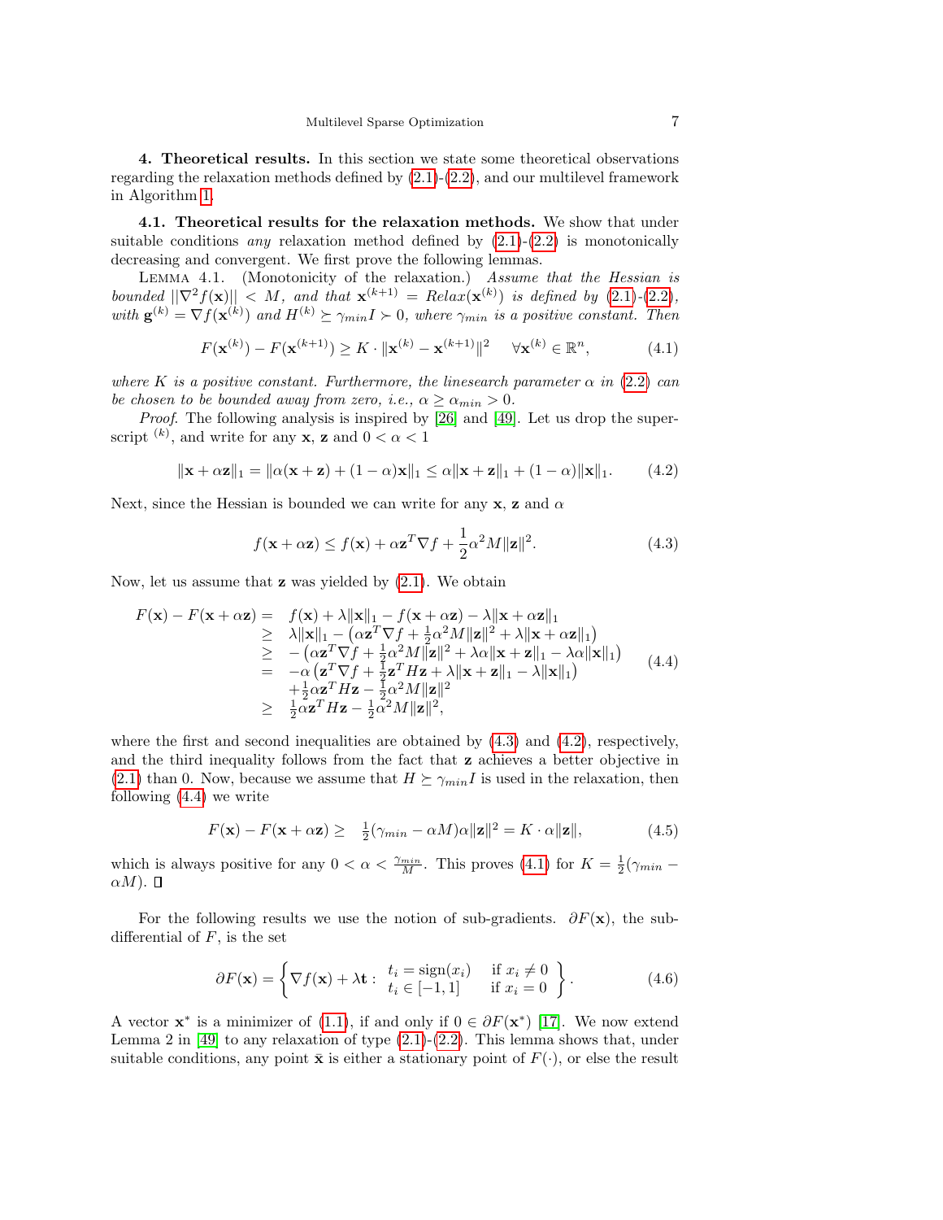**4. Theoretical results.** In this section we state some theoretical observations regarding the relaxation methods defined by (2.1)-(2.2), and our multilevel framework in Algorithm 1.

**4.1. Theoretical results for the relaxation methods.** We show that under suitable conditions *any* relaxation method defined by (2.1)-(2.2) is monotonically decreasing and convergent. We first prove the following lemmas.

LEMMA 4.1. (Monotonicity of the relaxation.) *Assume that the Hessian is bounded $||\nabla^2 f(\mathbf{x})|| < M$, and that $\mathbf{x}^{(k+1)} = Relax(\mathbf{x}^{(k)})$ is defined by (2.1)-(2.2), with $\mathbf{g}^{(k)} = \nabla f(\mathbf{x}^{(k)})$ and $H^{(k)} \succeq \gamma_{min} I \succ 0$, where $\gamma_{min}$ is a positive constant. Then*

$$F(\mathbf{x}^{(k)}) - F(\mathbf{x}^{(k+1)}) \geq K \cdot \|\mathbf{x}^{(k)} - \mathbf{x}^{(k+1)}\|^2 \quad \forall \mathbf{x}^{(k)} \in \mathbb{R}^n, \tag{4.1}$$

*where $K$ is a positive constant. Furthermore, the linesearch parameter $\alpha$ in (2.2) can be chosen to be bounded away from zero, i.e., $\alpha \geq \alpha_{min} > 0$.*

*Proof.* The following analysis is inspired by [26] and [49]. Let us drop the superscript $^{(k)}$, and write for any $\mathbf{x}$, $\mathbf{z}$ and $0 < \alpha < 1$

$$\|\mathbf{x} + \alpha\mathbf{z}\|_1 = \|\alpha(\mathbf{x} + \mathbf{z}) + (1-\alpha)\mathbf{x}\|_1 \leq \alpha\|\mathbf{x} + \mathbf{z}\|_1 + (1-\alpha)\|\mathbf{x}\|_1. \tag{4.2}$$

Next, since the Hessian is bounded we can write for any $\mathbf{x}$, $\mathbf{z}$ and $\alpha$

$$f(\mathbf{x} + \alpha\mathbf{z}) \leq f(\mathbf{x}) + \alpha\mathbf{z}^T\nabla f + \frac{1}{2}\alpha^2 M\|\mathbf{z}\|^2. \tag{4.3}$$

Now, let us assume that $\mathbf{z}$ was yielded by (2.1). We obtain

$$\begin{array}{rl} F(\mathbf{x}) - F(\mathbf{x} + \alpha\mathbf{z}) = & f(\mathbf{x}) + \lambda\|\mathbf{x}\|_1 - f(\mathbf{x} + \alpha\mathbf{z}) - \lambda\|\mathbf{x} + \alpha\mathbf{z}\|_1 \\ \geq & \lambda\|\mathbf{x}\|_1 - \left(\alpha\mathbf{z}^T\nabla f + \frac{1}{2}\alpha^2 M\|\mathbf{z}\|^2 + \lambda\|\mathbf{x} + \alpha\mathbf{z}\|_1\right) \\ \geq & -\left(\alpha\mathbf{z}^T\nabla f + \frac{1}{2}\alpha^2 M\|\mathbf{z}\|^2 + \lambda\alpha\|\mathbf{x} + \mathbf{z}\|_1 - \lambda\alpha\|\mathbf{x}\|_1\right) \\ = & -\alpha\left(\mathbf{z}^T\nabla f + \frac{1}{2}\mathbf{z}^T H\mathbf{z} + \lambda\|\mathbf{x} + \mathbf{z}\|_1 - \lambda\|\mathbf{x}\|_1\right) \\ & +\frac{1}{2}\alpha\mathbf{z}^T H\mathbf{z} - \frac{1}{2}\alpha^2 M\|\mathbf{z}\|^2 \\ \geq & \frac{1}{2}\alpha\mathbf{z}^T H\mathbf{z} - \frac{1}{2}\alpha^2 M\|\mathbf{z}\|^2, \end{array} \tag{4.4}$$

where the first and second inequalities are obtained by (4.3) and (4.2), respectively, and the third inequality follows from the fact that $\mathbf{z}$ achieves a better objective in (2.1) than 0. Now, because we assume that $H \succeq \gamma_{min} I$ is used in the relaxation, then following (4.4) we write

$$F(\mathbf{x}) - F(\mathbf{x} + \alpha\mathbf{z}) \geq \quad \frac{1}{2}(\gamma_{min} - \alpha M)\alpha\|\mathbf{z}\|^2 = K \cdot \alpha\|\mathbf{z}\|, \tag{4.5}$$

which is always positive for any $0 < \alpha < \frac{\gamma_{min}}{M}$. This proves (4.1) for $K = \frac{1}{2}(\gamma_{min} - \alpha M)$. $\square$

For the following results we use the notion of sub-gradients. $\partial F(\mathbf{x})$, the sub-differential of $F$, is the set

$$\partial F(\mathbf{x}) = \left\{ \nabla f(\mathbf{x}) + \lambda\mathbf{t} : \begin{array}{ll} t_i = \text{sign}(x_i) & \text{if } x_i \neq 0 \\ t_i \in [-1, 1] & \text{if } x_i = 0 \end{array} \right\}. \tag{4.6}$$

A vector $\mathbf{x}^*$ is a minimizer of (1.1), if and only if $0 \in \partial F(\mathbf{x}^*)$ [17]. We now extend Lemma 2 in [49] to any relaxation of type (2.1)-(2.2). This lemma shows that, under suitable conditions, any point $\bar{\mathbf{x}}$ is either a stationary point of $F(\cdot)$, or else the result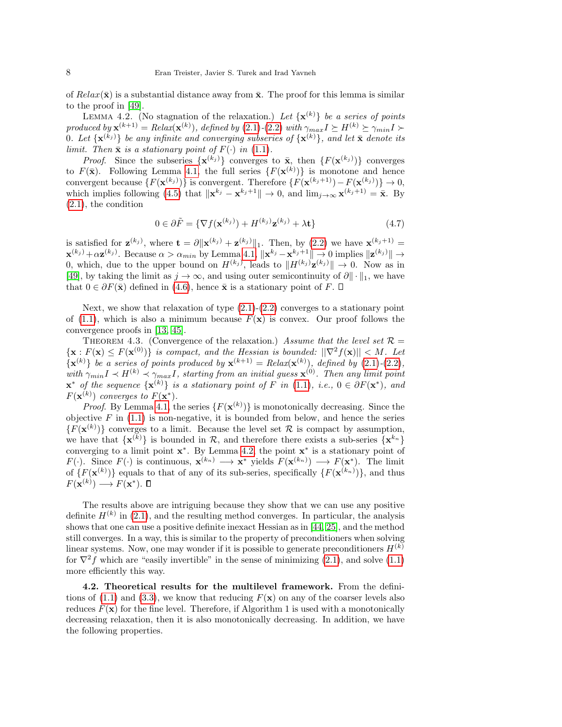of $Relax(\bar{\mathbf{x}})$ is a substantial distance away from $\bar{\mathbf{x}}$. The proof for this lemma is similar to the proof in [49].

LEMMA 4.2. (No stagnation of the relaxation.) *Let $\{\mathbf{x}^{(k)}\}$ be a series of points produced by $\mathbf{x}^{(k+1)} = Relax(\mathbf{x}^{(k)})$, defined by (2.1)-(2.2) with $\gamma_{max} I \succeq H^{(k)} \succeq \gamma_{min} I \succ 0$. Let $\{\mathbf{x}^{(k_j)}\}$ be any infinite and converging subseries of $\{\mathbf{x}^{(k)}\}$, and let $\bar{\mathbf{x}}$ denote its limit. Then $\bar{\mathbf{x}}$ is a stationary point of $F(\cdot)$ in (1.1).*

*Proof.* Since the subseries $\{\mathbf{x}^{(k_j)}\}$ converges to $\bar{\mathbf{x}}$, then $\{F(\mathbf{x}^{(k_j)})\}$ converges to $F(\bar{\mathbf{x}})$. Following Lemma 4.1, the full series $\{F(\mathbf{x}^{(k)})\}$ is monotone and hence convergent because $\{F(\mathbf{x}^{(k_j)})\}$ is convergent. Therefore $\{F(\mathbf{x}^{(k_j+1)}) - F(\mathbf{x}^{(k_j)})\} \to 0$, which implies following (4.5) that $\|\mathbf{x}^{k_j} - \mathbf{x}^{k_j+1}\| \to 0$, and $\lim_{j\to\infty} \mathbf{x}^{(k_j+1)} = \bar{\mathbf{x}}$. By (2.1), the condition

$$0 \in \partial \tilde{F} = \{\nabla f(\mathbf{x}^{(k_j)}) + H^{(k_j)}\mathbf{z}^{(k_j)} + \lambda \mathbf{t}\} \tag{4.7}$$

is satisfied for $\mathbf{z}^{(k_j)}$, where $\mathbf{t} = \partial\|\mathbf{x}^{(k_j)} + \mathbf{z}^{(k_j)}\|_1$. Then, by (2.2) we have $\mathbf{x}^{(k_j+1)} = \mathbf{x}^{(k_j)} + \alpha \mathbf{z}^{(k_j)}$. Because $\alpha > \alpha_{min}$ by Lemma 4.1, $\|\mathbf{x}^{k_j} - \mathbf{x}^{k_j+1}\| \to 0$ implies $\|\mathbf{z}^{(k_j)}\| \to 0$, which, due to the upper bound on $H^{(k_j)}$, leads to $\|H^{(k_j)}\mathbf{z}^{(k_j)}\| \to 0$. Now as in [49], by taking the limit as $j \to \infty$, and using outer semicontinuity of $\partial\|\cdot\|_1$, we have that $0 \in \partial F(\bar{\mathbf{x}})$ defined in (4.6), hence $\bar{\mathbf{x}}$ is a stationary point of $F$. ◻

Next, we show that relaxation of type (2.1)-(2.2) converges to a stationary point of (1.1), which is also a minimum because $F(\mathbf{x})$ is convex. Our proof follows the convergence proofs in [13, 45].

THEOREM 4.3. (Convergence of the relaxation.) *Assume that the level set $\mathcal{R} = \{\mathbf{x} : F(\mathbf{x}) \le F(\mathbf{x}^{(0)})\}$ is compact, and the Hessian is bounded: $||\nabla^2 f(\mathbf{x})|| < M$. Let $\{\mathbf{x}^{(k)}\}$ be a series of points produced by $\mathbf{x}^{(k+1)} = Relax(\mathbf{x}^{(k)})$, defined by (2.1)-(2.2), with $\gamma_{min} I \prec H^{(k)} \prec \gamma_{max} I$, starting from an initial guess $\mathbf{x}^{(0)}$. Then any limit point $\mathbf{x}^*$ of the sequence $\{\mathbf{x}^{(k)}\}$ is a stationary point of $F$ in (1.1), i.e., $0 \in \partial F(\mathbf{x}^*)$, and $F(\mathbf{x}^{(k)})$ converges to $F(\mathbf{x}^*)$.*

*Proof.* By Lemma 4.1, the series $\{F(\mathbf{x}^{(k)})\}$ is monotonically decreasing. Since the objective $F$ in (1.1) is non-negative, it is bounded from below, and hence the series $\{F(\mathbf{x}^{(k)})\}$ converges to a limit. Because the level set $\mathcal{R}$ is compact by assumption, we have that $\{\mathbf{x}^{(k)}\}$ is bounded in $\mathcal{R}$, and therefore there exists a sub-series $\{\mathbf{x}^{k_n}\}$ converging to a limit point $\mathbf{x}^*$. By Lemma 4.2, the point $\mathbf{x}^*$ is a stationary point of $F(\cdot)$. Since $F(\cdot)$ is continuous, $\mathbf{x}^{(k_n)} \longrightarrow \mathbf{x}^*$ yields $F(\mathbf{x}^{(k_n)}) \longrightarrow F(\mathbf{x}^*)$. The limit of $\{F(\mathbf{x}^{(k)})\}$ equals to that of any of its sub-series, specifically $\{F(\mathbf{x}^{(k_n)})\}$, and thus $F(\mathbf{x}^{(k)}) \longrightarrow F(\mathbf{x}^*)$. ◻

The results above are intriguing because they show that we can use any positive definite $H^{(k)}$ in (2.1), and the resulting method converges. In particular, the analysis shows that one can use a positive definite inexact Hessian as in [44, 25], and the method still converges. In a way, this is similar to the property of preconditioners when solving linear systems. Now, one may wonder if it is possible to generate preconditioners $H^{(k)}$ for $\nabla^2 f$ which are "easily invertible" in the sense of minimizing (2.1), and solve (1.1) more efficiently this way.

**4.2. Theoretical results for the multilevel framework.** From the definitions of (1.1) and (3.3), we know that reducing $F(\mathbf{x})$ on any of the coarser levels also reduces $F(\mathbf{x})$ for the fine level. Therefore, if Algorithm 1 is used with a monotonically decreasing relaxation, then it is also monotonically decreasing. In addition, we have the following properties.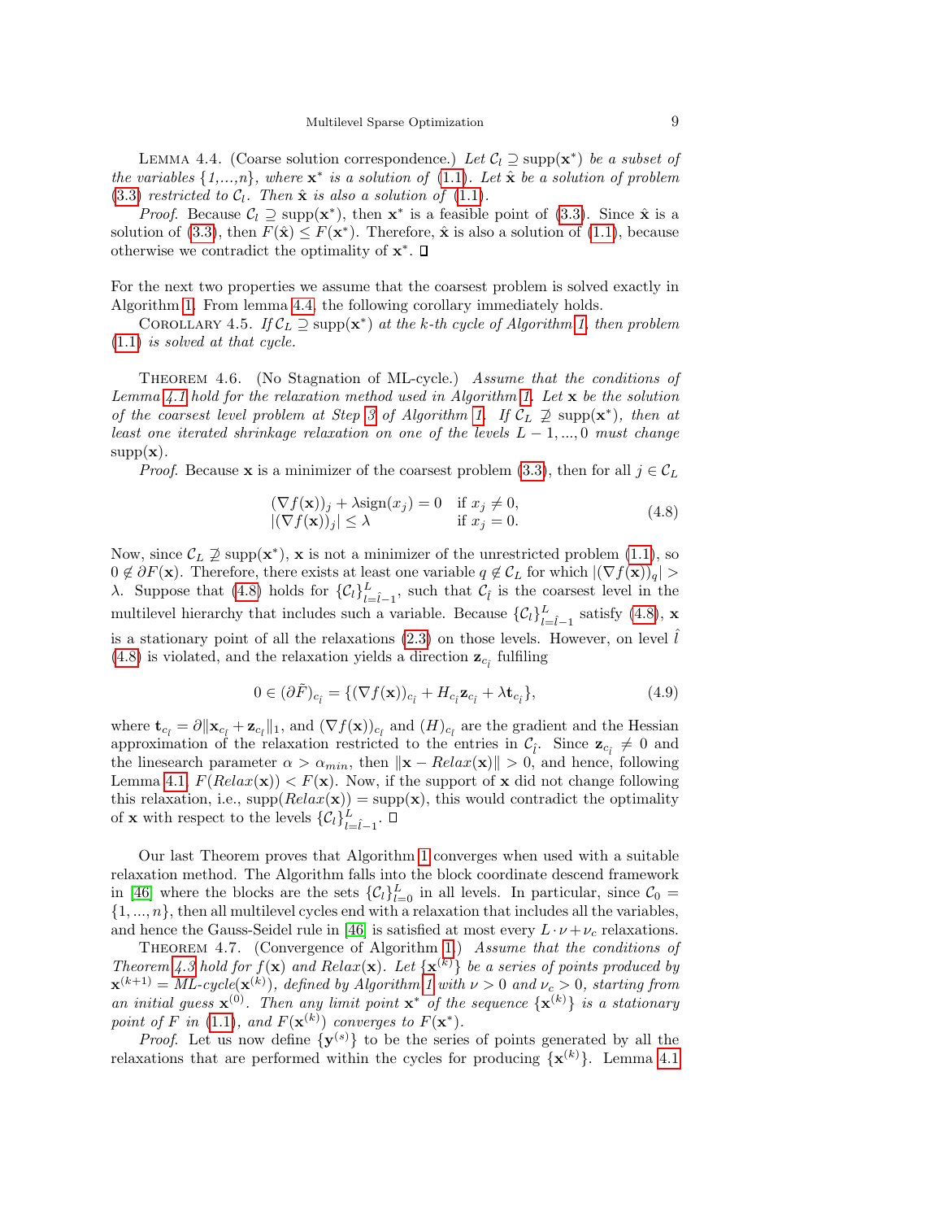Lemma 4.4. (Coarse solution correspondence.) *Let $\mathcal{C}_l \supseteq \text{supp}(\mathbf{x}^*)$ be a subset of the variables {1,...,n}, where $\mathbf{x}^*$ is a solution of (1.1). Let $\hat{\mathbf{x}}$ be a solution of problem (3.3) restricted to $\mathcal{C}_l$. Then $\hat{\mathbf{x}}$ is also a solution of (1.1).*

*Proof.* Because $\mathcal{C}_l \supseteq \text{supp}(\mathbf{x}^*)$, then $\mathbf{x}^*$ is a feasible point of (3.3). Since $\hat{\mathbf{x}}$ is a solution of (3.3), then $F(\hat{\mathbf{x}}) \leq F(\mathbf{x}^*)$. Therefore, $\hat{\mathbf{x}}$ is also a solution of (1.1), because otherwise we contradict the optimality of $\mathbf{x}^*$. ∎

For the next two properties we assume that the coarsest problem is solved exactly in Algorithm 1. From lemma 4.4, the following corollary immediately holds.

Corollary 4.5. *If $\mathcal{C}_L \supseteq \text{supp}(\mathbf{x}^*)$ at the k-th cycle of Algorithm 1, then problem (1.1) is solved at that cycle.*

Theorem 4.6. (No Stagnation of ML-cycle.) *Assume that the conditions of Lemma 4.1 hold for the relaxation method used in Algorithm 1. Let $\mathbf{x}$ be the solution of the coarsest level problem at Step 3 of Algorithm 1. If $\mathcal{C}_L \not\supseteq \text{supp}(\mathbf{x}^*)$, then at least one iterated shrinkage relaxation on one of the levels $L-1, ..., 0$ must change $\text{supp}(\mathbf{x})$.*

*Proof.* Because $\mathbf{x}$ is a minimizer of the coarsest problem (3.3), then for all $j \in \mathcal{C}_L$

$$
\begin{array}{ll}
(\nabla f(\mathbf{x}))_j + \lambda \text{sign}(x_j) = 0 & \text{if } x_j \neq 0, \\
|(\nabla f(\mathbf{x}))_j| \leq \lambda & \text{if } x_j = 0.
\end{array}
\tag{4.8}
$$

Now, since $\mathcal{C}_L \not\supseteq \text{supp}(\mathbf{x}^*)$, $\mathbf{x}$ is not a minimizer of the unrestricted problem (1.1), so $0 \notin \partial F(\mathbf{x})$. Therefore, there exists at least one variable $q \notin \mathcal{C}_L$ for which $|(\nabla f(\mathbf{x}))_q| > \lambda$. Suppose that (4.8) holds for $\{\mathcal{C}_l\}_{l=\hat{l}-1}^{L}$, such that $\mathcal{C}_{\hat{l}}$ is the coarsest level in the multilevel hierarchy that includes such a variable. Because $\{\mathcal{C}_l\}_{l=\hat{l}-1}^{L}$ satisfy (4.8), $\mathbf{x}$ is a stationary point of all the relaxations (2.3) on those levels. However, on level $\hat{l}$ (4.8) is violated, and the relaxation yields a direction $\mathbf{z}_{c_{\hat{l}}}$ fulfiling

$$
0 \in (\partial \tilde{F})_{c_{\hat{l}}} = \{(\nabla f(\mathbf{x}))_{c_{\hat{l}}} + H_{c_{\hat{l}}} \mathbf{z}_{c_{\hat{l}}} + \lambda \mathbf{t}_{c_{\hat{l}}}\},
\tag{4.9}
$$

where $\mathbf{t}_{c_{\hat{l}}} = \partial \|\mathbf{x}_{c_{\hat{l}}} + \mathbf{z}_{c_{\hat{l}}}\|_1$, and $(\nabla f(\mathbf{x}))_{c_{\hat{l}}}$ and $(H)_{c_{\hat{l}}}$ are the gradient and the Hessian approximation of the relaxation restricted to the entries in $\mathcal{C}_{\hat{l}}$. Since $\mathbf{z}_{c_{\hat{l}}} \neq 0$ and the linesearch parameter $\alpha > \alpha_{min}$, then $\|\mathbf{x} - Relax(\mathbf{x})\| > 0$, and hence, following Lemma 4.1, $F(Relax(\mathbf{x})) < F(\mathbf{x})$. Now, if the support of $\mathbf{x}$ did not change following this relaxation, i.e., $\text{supp}(Relax(\mathbf{x})) = \text{supp}(\mathbf{x})$, this would contradict the optimality of $\mathbf{x}$ with respect to the levels $\{\mathcal{C}_l\}_{l=\hat{l}-1}^{L}$. ∎

Our last Theorem proves that Algorithm 1 converges when used with a suitable relaxation method. The Algorithm falls into the block coordinate descend framework in [46] where the blocks are the sets $\{\mathcal{C}_l\}_{l=0}^{L}$ in all levels. In particular, since $\mathcal{C}_0 = \{1, ..., n\}$, then all multilevel cycles end with a relaxation that includes all the variables, and hence the Gauss-Seidel rule in [46] is satisfied at most every $L \cdot \nu + \nu_c$ relaxations.

Theorem 4.7. (Convergence of Algorithm 1.) *Assume that the conditions of Theorem 4.3 hold for $f(\mathbf{x})$ and $Relax(\mathbf{x})$. Let $\{\mathbf{x}^{(k)}\}$ be a series of points produced by $\mathbf{x}^{(k+1)} = ML\text{-}cycle(\mathbf{x}^{(k)})$, defined by Algorithm 1 with $\nu > 0$ and $\nu_c > 0$, starting from an initial guess $\mathbf{x}^{(0)}$. Then any limit point $\mathbf{x}^*$ of the sequence $\{\mathbf{x}^{(k)}\}$ is a stationary point of F in (1.1), and $F(\mathbf{x}^{(k)})$ converges to $F(\mathbf{x}^*)$.*

*Proof.* Let us now define $\{\mathbf{y}^{(s)}\}$ to be the series of points generated by all the relaxations that are performed within the cycles for producing $\{\mathbf{x}^{(k)}\}$. Lemma 4.1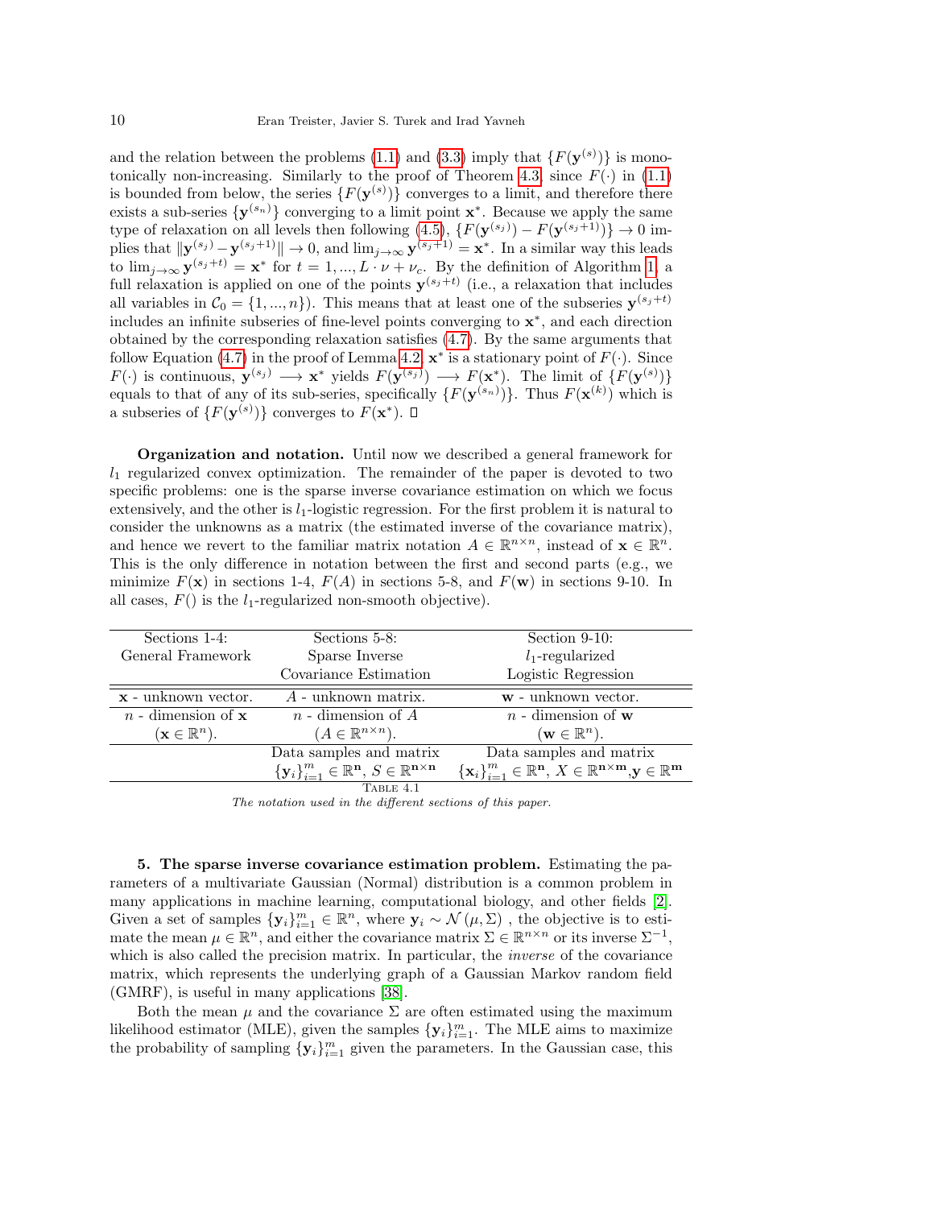and the relation between the problems (1.1) and (3.3) imply that $\{F(\mathbf{y}^{(s)})\}$ is monotonically non-increasing. Similarly to the proof of Theorem 4.3, since $F(\cdot)$ in (1.1) is bounded from below, the series $\{F(\mathbf{y}^{(s)})\}$ converges to a limit, and therefore there exists a sub-series $\{\mathbf{y}^{(s_n)}\}$ converging to a limit point $\mathbf{x}^*$. Because we apply the same type of relaxation on all levels then following (4.5), $\{F(\mathbf{y}^{(s_j)}) - F(\mathbf{y}^{(s_j+1)})\} \to 0$ implies that $\|\mathbf{y}^{(s_j)} - \mathbf{y}^{(s_j+1)}\| \to 0$, and $\lim_{j\to\infty} \mathbf{y}^{(s_j+1)} = \mathbf{x}^*$. In a similar way this leads to $\lim_{j\to\infty} \mathbf{y}^{(s_j+t)} = \mathbf{x}^*$ for $t = 1, ..., L \cdot \nu + \nu_c$. By the definition of Algorithm 1, a full relaxation is applied on one of the points $\mathbf{y}^{(s_j+t)}$ (i.e., a relaxation that includes all variables in $\mathcal{C}_0 = \{1, ..., n\}$). This means that at least one of the subseries $\mathbf{y}^{(s_j+t)}$ includes an infinite subseries of fine-level points converging to $\mathbf{x}^*$, and each direction obtained by the corresponding relaxation satisfies (4.7). By the same arguments that follow Equation (4.7) in the proof of Lemma 4.2, $\mathbf{x}^*$ is a stationary point of $F(\cdot)$. Since $F(\cdot)$ is continuous, $\mathbf{y}^{(s_j)} \longrightarrow \mathbf{x}^*$ yields $F(\mathbf{y}^{(s_j)}) \longrightarrow F(\mathbf{x}^*)$. The limit of $\{F(\mathbf{y}^{(s)})\}$ equals to that of any of its sub-series, specifically $\{F(\mathbf{y}^{(s_n)})\}$. Thus $F(\mathbf{x}^{(k)})$ which is a subseries of $\{F(\mathbf{y}^{(s)})\}$ converges to $F(\mathbf{x}^*)$. □

**Organization and notation.** Until now we described a general framework for $l_1$ regularized convex optimization. The remainder of the paper is devoted to two specific problems: one is the sparse inverse covariance estimation on which we focus extensively, and the other is $l_1$-logistic regression. For the first problem it is natural to consider the unknowns as a matrix (the estimated inverse of the covariance matrix), and hence we revert to the familiar matrix notation $A \in \mathbb{R}^{n\times n}$, instead of $\mathbf{x} \in \mathbb{R}^n$. This is the only difference in notation between the first and second parts (e.g., we minimize $F(\mathbf{x})$ in sections 1-4, $F(A)$ in sections 5-8, and $F(\mathbf{w})$ in sections 9-10. In all cases, $F()$ is the $l_1$-regularized non-smooth objective).

| Sections 1-4: General Framework | Sections 5-8: Sparse Inverse Covariance Estimation | Section 9-10: $l_1$-regularized Logistic Regression |
|---|---|---|
| $\mathbf{x}$ - unknown vector. | $A$ - unknown matrix. | $\mathbf{w}$ - unknown vector. |
| $n$ - dimension of $\mathbf{x}$ ($\mathbf{x} \in \mathbb{R}^n$). | $n$ - dimension of $A$ ($A \in \mathbb{R}^{n\times n}$). | $n$ - dimension of $\mathbf{w}$ ($\mathbf{w} \in \mathbb{R}^n$). |
| | Data samples and matrix $\{\mathbf{y}_i\}_{i=1}^m \in \mathbb{R}^\mathbf{n}$, $S \in \mathbb{R}^{\mathbf{n}\times\mathbf{n}}$ | Data samples and matrix $\{\mathbf{x}_i\}_{i=1}^m \in \mathbb{R}^\mathbf{n}$, $X \in \mathbb{R}^{\mathbf{n}\times\mathbf{m}}$, $\mathbf{y} \in \mathbb{R}^\mathbf{m}$ |

Table 4.1
*The notation used in the different sections of this paper.*

**5. The sparse inverse covariance estimation problem.** Estimating the parameters of a multivariate Gaussian (Normal) distribution is a common problem in many applications in machine learning, computational biology, and other fields [2]. Given a set of samples $\{\mathbf{y}_i\}_{i=1}^m \in \mathbb{R}^n$, where $\mathbf{y}_i \sim \mathcal{N}(\mu, \Sigma)$ , the objective is to estimate the mean $\mu \in \mathbb{R}^n$, and either the covariance matrix $\Sigma \in \mathbb{R}^{n\times n}$ or its inverse $\Sigma^{-1}$, which is also called the precision matrix. In particular, the *inverse* of the covariance matrix, which represents the underlying graph of a Gaussian Markov random field (GMRF), is useful in many applications [38].

Both the mean $\mu$ and the covariance $\Sigma$ are often estimated using the maximum likelihood estimator (MLE), given the samples $\{\mathbf{y}_i\}_{i=1}^m$. The MLE aims to maximize the probability of sampling $\{\mathbf{y}_i\}_{i=1}^m$ given the parameters. In the Gaussian case, this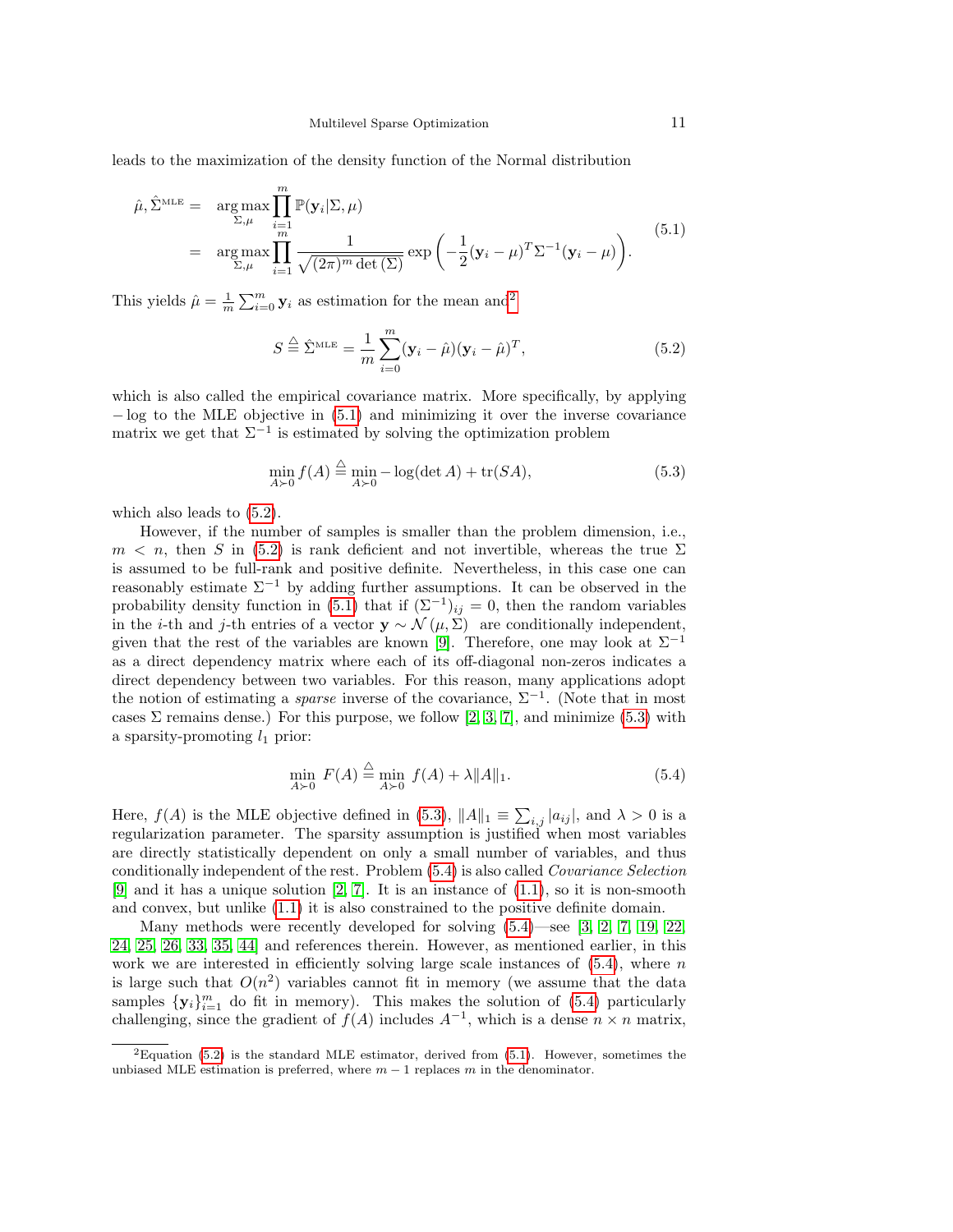leads to the maximization of the density function of the Normal distribution

$$
\begin{aligned}
\hat{\mu}, \hat{\Sigma}^{\text{MLE}} = & \operatorname*{arg\,max}_{\Sigma,\mu} \prod_{i=1}^{m} \mathbb{P}(\mathbf{y}_i | \Sigma, \mu) \\
= & \operatorname*{arg\,max}_{\Sigma,\mu} \prod_{i=1}^{m} \frac{1}{\sqrt{(2\pi)^m \det(\Sigma)}} \exp\left(-\frac{1}{2}(\mathbf{y}_i - \mu)^T \Sigma^{-1} (\mathbf{y}_i - \mu)\right).
\end{aligned}
\tag{5.1}
$$

This yields $\hat{\mu} = \frac{1}{m}\sum_{i=0}^{m} \mathbf{y}_i$ as estimation for the mean and[2]

$$
S \stackrel{\triangle}{=} \hat{\Sigma}^{\text{MLE}} = \frac{1}{m}\sum_{i=0}^{m} (\mathbf{y}_i - \hat{\mu})(\mathbf{y}_i - \hat{\mu})^T, \tag{5.2}
$$

which is also called the empirical covariance matrix. More specifically, by applying $-\log$ to the MLE objective in (5.1) and minimizing it over the inverse covariance matrix we get that $\Sigma^{-1}$ is estimated by solving the optimization problem

$$
\min_{A \succ 0} f(A) \stackrel{\triangle}{=} \min_{A \succ 0} -\log(\det A) + \operatorname{tr}(SA), \tag{5.3}
$$

which also leads to (5.2).

However, if the number of samples is smaller than the problem dimension, i.e., $m < n$, then $S$ in (5.2) is rank deficient and not invertible, whereas the true $\Sigma$ is assumed to be full-rank and positive definite. Nevertheless, in this case one can reasonably estimate $\Sigma^{-1}$ by adding further assumptions. It can be observed in the probability density function in (5.1) that if $(\Sigma^{-1})_{ij} = 0$, then the random variables in the $i$-th and $j$-th entries of a vector $\mathbf{y} \sim \mathcal{N}(\mu, \Sigma)$ are conditionally independent, given that the rest of the variables are known [9]. Therefore, one may look at $\Sigma^{-1}$ as a direct dependency matrix where each of its off-diagonal non-zeros indicates a direct dependency between two variables. For this reason, many applications adopt the notion of estimating a *sparse* inverse of the covariance, $\Sigma^{-1}$. (Note that in most cases $\Sigma$ remains dense.) For this purpose, we follow [2, 3, 7], and minimize (5.3) with a sparsity-promoting $l_1$ prior:

$$
\min_{A \succ 0} F(A) \stackrel{\triangle}{=} \min_{A \succ 0} f(A) + \lambda \|A\|_1. \tag{5.4}
$$

Here, $f(A)$ is the MLE objective defined in (5.3), $\|A\|_1 \equiv \sum_{i,j} |a_{ij}|$, and $\lambda > 0$ is a regularization parameter. The sparsity assumption is justified when most variables are directly statistically dependent on only a small number of variables, and thus conditionally independent of the rest. Problem (5.4) is also called *Covariance Selection* [9] and it has a unique solution [2, 7]. It is an instance of (1.1), so it is non-smooth and convex, but unlike (1.1) it is also constrained to the positive definite domain.

Many methods were recently developed for solving (5.4)—see [3, 2, 7, 19, 22, 24, 25, 26, 33, 35, 44] and references therein. However, as mentioned earlier, in this work we are interested in efficiently solving large scale instances of (5.4), where $n$ is large such that $O(n^2)$ variables cannot fit in memory (we assume that the data samples $\{\mathbf{y}_i\}_{i=1}^m$ do fit in memory). This makes the solution of (5.4) particularly challenging, since the gradient of $f(A)$ includes $A^{-1}$, which is a dense $n \times n$ matrix,

[2] Equation (5.2) is the standard MLE estimator, derived from (5.1). However, sometimes the unbiased MLE estimation is preferred, where $m - 1$ replaces $m$ in the denominator.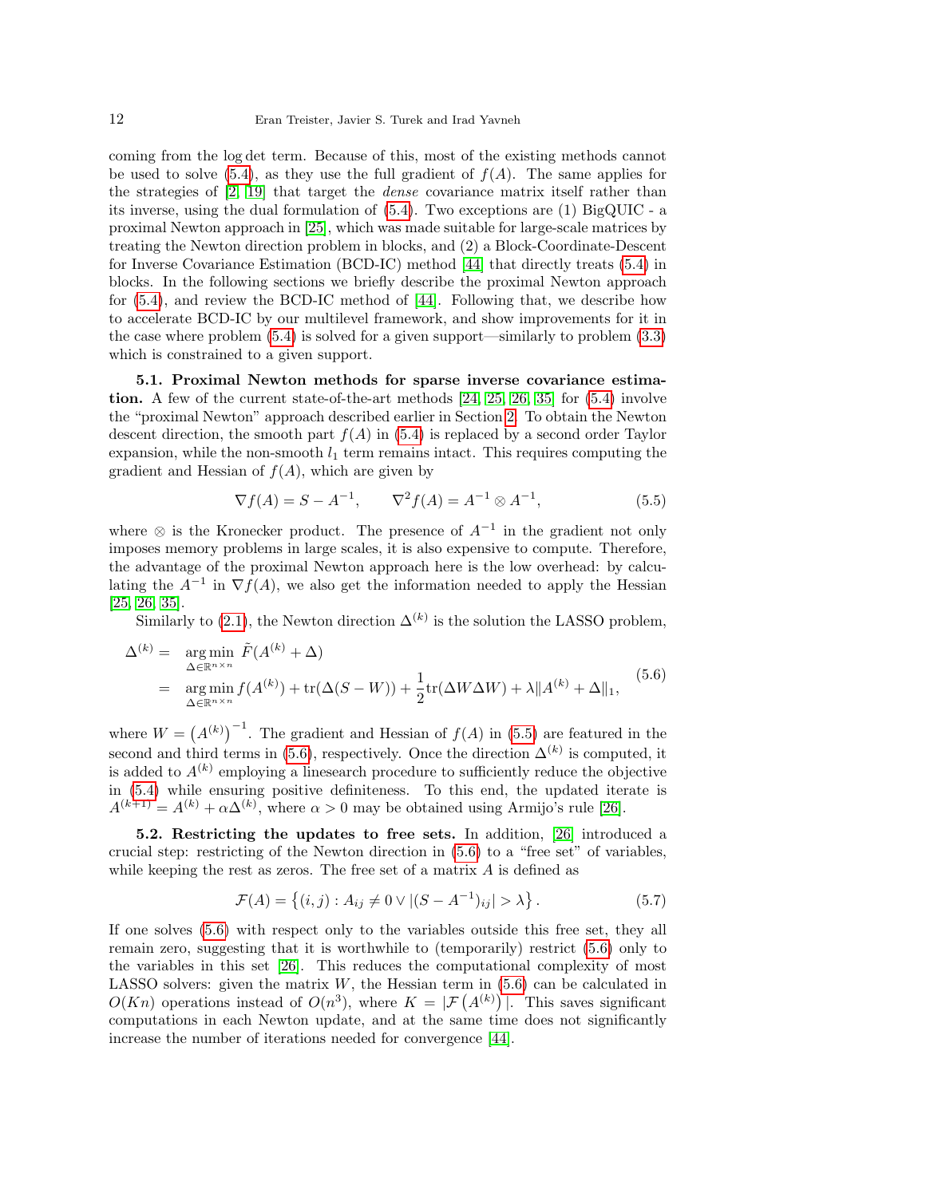coming from the log det term. Because of this, most of the existing methods cannot be used to solve (5.4), as they use the full gradient of $f(A)$. The same applies for the strategies of [2, 19] that target the *dense* covariance matrix itself rather than its inverse, using the dual formulation of (5.4). Two exceptions are (1) BigQUIC - a proximal Newton approach in [25], which was made suitable for large-scale matrices by treating the Newton direction problem in blocks, and (2) a Block-Coordinate-Descent for Inverse Covariance Estimation (BCD-IC) method [44] that directly treats (5.4) in blocks. In the following sections we briefly describe the proximal Newton approach for (5.4), and review the BCD-IC method of [44]. Following that, we describe how to accelerate BCD-IC by our multilevel framework, and show improvements for it in the case where problem (5.4) is solved for a given support—similarly to problem (3.3) which is constrained to a given support.

**5.1. Proximal Newton methods for sparse inverse covariance estimation.** A few of the current state-of-the-art methods [24, 25, 26, 35] for (5.4) involve the "proximal Newton" approach described earlier in Section 2. To obtain the Newton descent direction, the smooth part $f(A)$ in (5.4) is replaced by a second order Taylor expansion, while the non-smooth $l_1$ term remains intact. This requires computing the gradient and Hessian of $f(A)$, which are given by

$$\nabla f(A) = S - A^{-1}, \qquad \nabla^2 f(A) = A^{-1} \otimes A^{-1}, \tag{5.5}$$

where $\otimes$ is the Kronecker product. The presence of $A^{-1}$ in the gradient not only imposes memory problems in large scales, it is also expensive to compute. Therefore, the advantage of the proximal Newton approach here is the low overhead: by calculating the $A^{-1}$ in $\nabla f(A)$, we also get the information needed to apply the Hessian [25, 26, 35].

Similarly to (2.1), the Newton direction $\Delta^{(k)}$ is the solution the LASSO problem,

$$\begin{aligned}
\Delta^{(k)} = & \ \underset{\Delta \in \mathbb{R}^{n\times n}}{\arg\min} \ \tilde{F}(A^{(k)} + \Delta) \\
= & \ \underset{\Delta \in \mathbb{R}^{n\times n}}{\arg\min} \ f(A^{(k)}) + \mathrm{tr}(\Delta(S - W)) + \frac{1}{2}\mathrm{tr}(\Delta W \Delta W) + \lambda \|A^{(k)} + \Delta\|_1,
\end{aligned} \tag{5.6}$$

where $W = \left(A^{(k)}\right)^{-1}$. The gradient and Hessian of $f(A)$ in (5.5) are featured in the second and third terms in (5.6), respectively. Once the direction $\Delta^{(k)}$ is computed, it is added to $A^{(k)}$ employing a linesearch procedure to sufficiently reduce the objective in (5.4) while ensuring positive definiteness. To this end, the updated iterate is $A^{(k+1)} = A^{(k)} + \alpha\Delta^{(k)}$, where $\alpha > 0$ may be obtained using Armijo's rule [26].

**5.2. Restricting the updates to free sets.** In addition, [26] introduced a crucial step: restricting of the Newton direction in (5.6) to a "free set" of variables, while keeping the rest as zeros. The free set of a matrix $A$ is defined as

$$\mathcal{F}(A) = \left\{(i,j) : A_{ij} \neq 0 \vee |(S - A^{-1})_{ij}| > \lambda\right\}. \tag{5.7}$$

If one solves (5.6) with respect only to the variables outside this free set, they all remain zero, suggesting that it is worthwhile to (temporarily) restrict (5.6) only to the variables in this set [26]. This reduces the computational complexity of most LASSO solvers: given the matrix $W$, the Hessian term in (5.6) can be calculated in $O(Kn)$ operations instead of $O(n^3)$, where $K = |\mathcal{F}\left(A^{(k)}\right)|$. This saves significant computations in each Newton update, and at the same time does not significantly increase the number of iterations needed for convergence [44].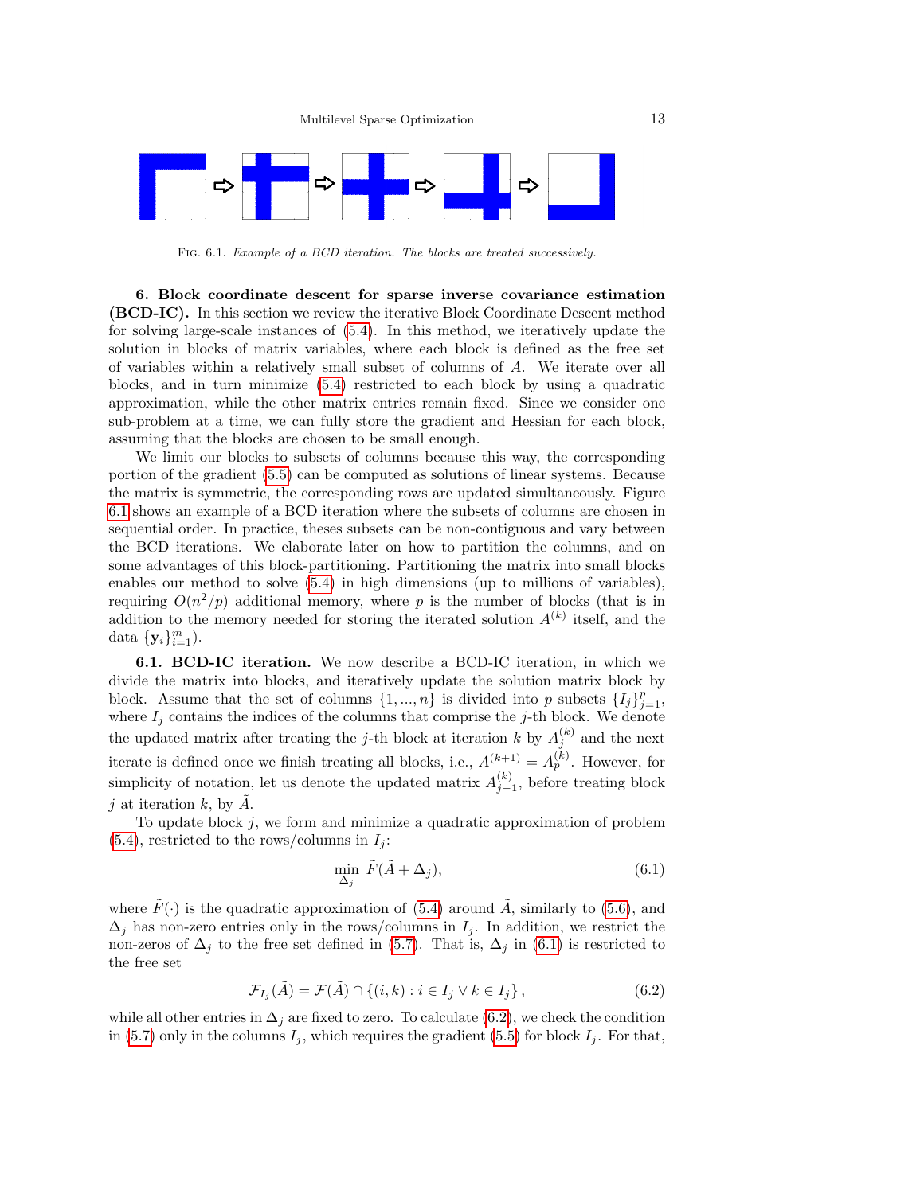Fig. 6.1. *Example of a BCD iteration. The blocks are treated successively.*

## 6. Block coordinate descent for sparse inverse covariance estimation (BCD-IC).

In this section we review the iterative Block Coordinate Descent method for solving large-scale instances of (5.4). In this method, we iteratively update the solution in blocks of matrix variables, where each block is defined as the free set of variables within a relatively small subset of columns of $A$. We iterate over all blocks, and in turn minimize (5.4) restricted to each block by using a quadratic approximation, while the other matrix entries remain fixed. Since we consider one sub-problem at a time, we can fully store the gradient and Hessian for each block, assuming that the blocks are chosen to be small enough.

We limit our blocks to subsets of columns because this way, the corresponding portion of the gradient (5.5) can be computed as solutions of linear systems. Because the matrix is symmetric, the corresponding rows are updated simultaneously. Figure 6.1 shows an example of a BCD iteration where the subsets of columns are chosen in sequential order. In practice, theses subsets can be non-contiguous and vary between the BCD iterations. We elaborate later on how to partition the columns, and on some advantages of this block-partitioning. Partitioning the matrix into small blocks enables our method to solve (5.4) in high dimensions (up to millions of variables), requiring $O(n^2/p)$ additional memory, where $p$ is the number of blocks (that is in addition to the memory needed for storing the iterated solution $A^{(k)}$ itself, and the data $\{\mathbf{y}_i\}_{i=1}^m$).

### 6.1. BCD-IC iteration.

We now describe a BCD-IC iteration, in which we divide the matrix into blocks, and iteratively update the solution matrix block by block. Assume that the set of columns $\{1, ..., n\}$ is divided into $p$ subsets $\{I_j\}_{j=1}^p$, where $I_j$ contains the indices of the columns that comprise the $j$-th block. We denote the updated matrix after treating the $j$-th block at iteration $k$ by $A_j^{(k)}$ and the next iterate is defined once we finish treating all blocks, i.e., $A^{(k+1)} = A_p^{(k)}$. However, for simplicity of notation, let us denote the updated matrix $A_{j-1}^{(k)}$, before treating block $j$ at iteration $k$, by $\tilde{A}$.

To update block $j$, we form and minimize a quadratic approximation of problem (5.4), restricted to the rows/columns in $I_j$:

$$\min_{\Delta_j} \tilde{F}(\tilde{A} + \Delta_j), \tag{6.1}$$

where $\tilde{F}(\cdot)$ is the quadratic approximation of (5.4) around $\tilde{A}$, similarly to (5.6), and $\Delta_j$ has non-zero entries only in the rows/columns in $I_j$. In addition, we restrict the non-zeros of $\Delta_j$ to the free set defined in (5.7). That is, $\Delta_j$ in (6.1) is restricted to the free set

$$\mathcal{F}_{I_j}(\tilde{A}) = \mathcal{F}(\tilde{A}) \cap \{(i,k) : i \in I_j \vee k \in I_j\}, \tag{6.2}$$

while all other entries in $\Delta_j$ are fixed to zero. To calculate (6.2), we check the condition in (5.7) only in the columns $I_j$, which requires the gradient (5.5) for block $I_j$. For that,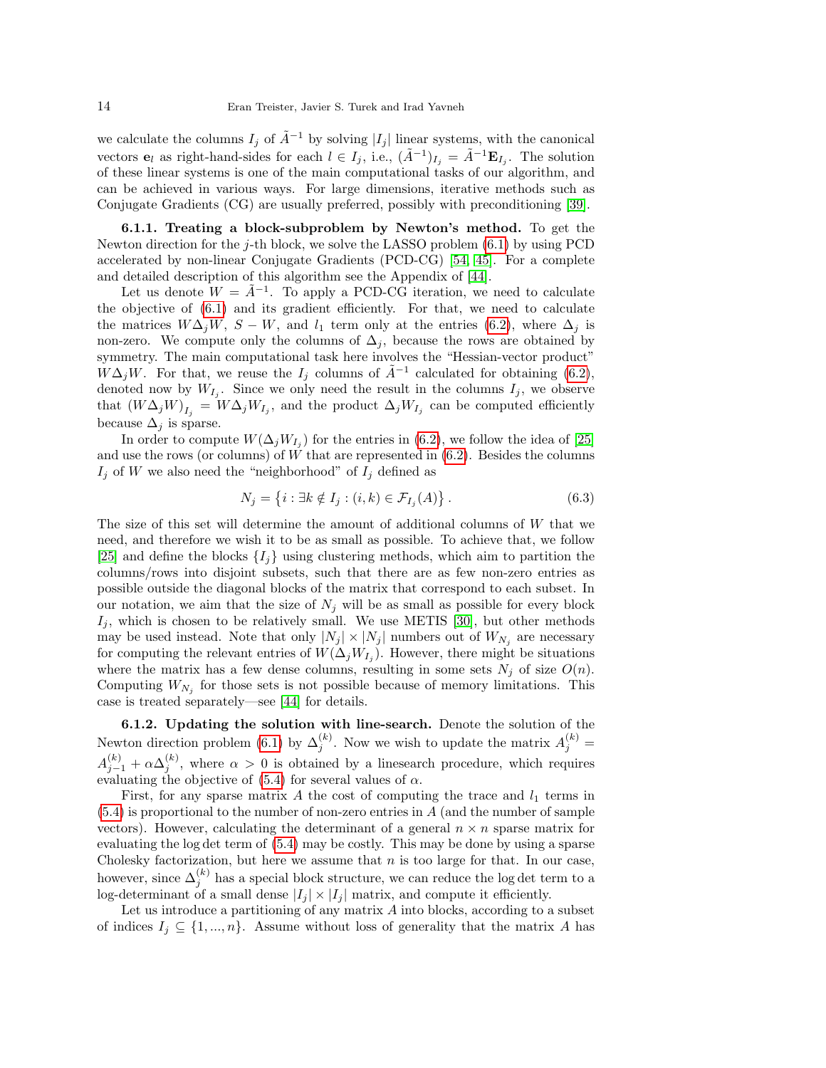we calculate the columns $I_j$ of $\tilde{A}^{-1}$ by solving $|I_j|$ linear systems, with the canonical vectors $\mathbf{e}_l$ as right-hand-sides for each $l \in I_j$, i.e., $(\tilde{A}^{-1})_{I_j} = \tilde{A}^{-1}\mathbf{E}_{I_j}$. The solution of these linear systems is one of the main computational tasks of our algorithm, and can be achieved in various ways. For large dimensions, iterative methods such as Conjugate Gradients (CG) are usually preferred, possibly with preconditioning [39].

**6.1.1. Treating a block-subproblem by Newton's method.** To get the Newton direction for the $j$-th block, we solve the LASSO problem (6.1) by using PCD accelerated by non-linear Conjugate Gradients (PCD-CG) [54, 45]. For a complete and detailed description of this algorithm see the Appendix of [44].

Let us denote $W = \tilde{A}^{-1}$. To apply a PCD-CG iteration, we need to calculate the objective of (6.1) and its gradient efficiently. For that, we need to calculate the matrices $W\Delta_j W$, $S - W$, and $l_1$ term only at the entries (6.2), where $\Delta_j$ is non-zero. We compute only the columns of $\Delta_j$, because the rows are obtained by symmetry. The main computational task here involves the "Hessian-vector product" $W\Delta_j W$. For that, we reuse the $I_j$ columns of $\tilde{A}^{-1}$ calculated for obtaining (6.2), denoted now by $W_{I_j}$. Since we only need the result in the columns $I_j$, we observe that $(W\Delta_j W)_{I_j} = W\Delta_j W_{I_j}$, and the product $\Delta_j W_{I_j}$ can be computed efficiently because $\Delta_j$ is sparse.

In order to compute $W(\Delta_j W_{I_j})$ for the entries in (6.2), we follow the idea of [25] and use the rows (or columns) of $W$ that are represented in (6.2). Besides the columns $I_j$ of $W$ we also need the "neighborhood" of $I_j$ defined as

$$N_j = \left\{ i : \exists k \notin I_j : (i,k) \in \mathcal{F}_{I_j}(A) \right\}. \tag{6.3}$$

The size of this set will determine the amount of additional columns of $W$ that we need, and therefore we wish it to be as small as possible. To achieve that, we follow [25] and define the blocks $\{I_j\}$ using clustering methods, which aim to partition the columns/rows into disjoint subsets, such that there are as few non-zero entries as possible outside the diagonal blocks of the matrix that correspond to each subset. In our notation, we aim that the size of $N_j$ will be as small as possible for every block $I_j$, which is chosen to be relatively small. We use METIS [30], but other methods may be used instead. Note that only $|N_j| \times |N_j|$ numbers out of $W_{N_j}$ are necessary for computing the relevant entries of $W(\Delta_j W_{I_j})$. However, there might be situations where the matrix has a few dense columns, resulting in some sets $N_j$ of size $O(n)$. Computing $W_{N_j}$ for those sets is not possible because of memory limitations. This case is treated separately—see [44] for details.

**6.1.2. Updating the solution with line-search.** Denote the solution of the Newton direction problem (6.1) by $\Delta_j^{(k)}$. Now we wish to update the matrix $A_j^{(k)} = A_{j-1}^{(k)} + \alpha\Delta_j^{(k)}$, where $\alpha > 0$ is obtained by a linesearch procedure, which requires evaluating the objective of (5.4) for several values of $\alpha$.

First, for any sparse matrix $A$ the cost of computing the trace and $l_1$ terms in (5.4) is proportional to the number of non-zero entries in $A$ (and the number of sample vectors). However, calculating the determinant of a general $n \times n$ sparse matrix for evaluating the $\log\det$ term of (5.4) may be costly. This may be done by using a sparse Cholesky factorization, but here we assume that $n$ is too large for that. In our case, however, since $\Delta_j^{(k)}$ has a special block structure, we can reduce the $\log\det$ term to a log-determinant of a small dense $|I_j| \times |I_j|$ matrix, and compute it efficiently.

Let us introduce a partitioning of any matrix $A$ into blocks, according to a subset of indices $I_j \subseteq \{1, ..., n\}$. Assume without loss of generality that the matrix $A$ has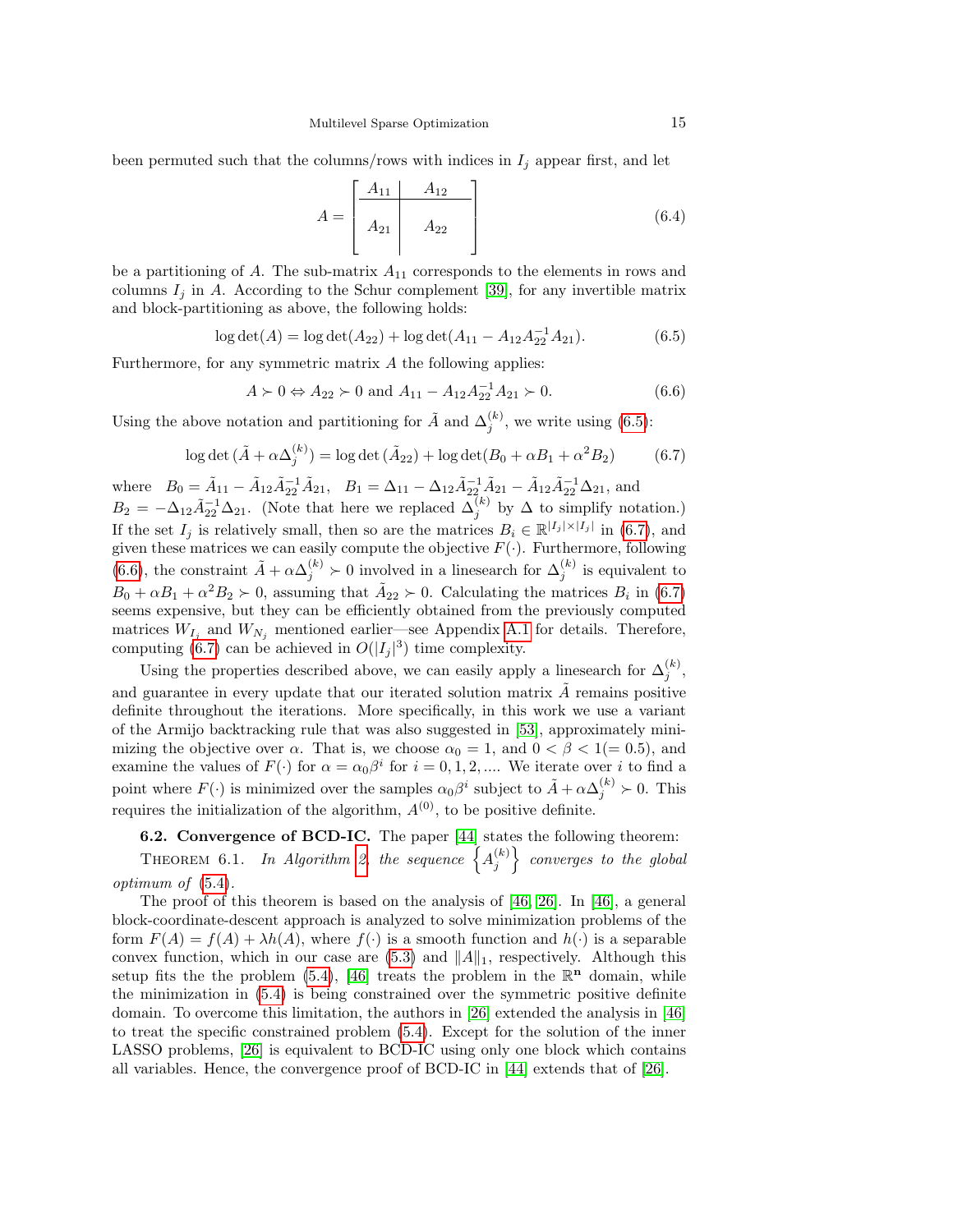been permuted such that the columns/rows with indices in $I_j$ appear first, and let

$$A = \left[\begin{array}{c|c} A_{11} & A_{12} \\ \hline A_{21} & A_{22} \end{array}\right] \tag{6.4}$$

be a partitioning of $A$. The sub-matrix $A_{11}$ corresponds to the elements in rows and columns $I_j$ in $A$. According to the Schur complement [39], for any invertible matrix and block-partitioning as above, the following holds:

$$\log\det(A) = \log\det(A_{22}) + \log\det(A_{11} - A_{12}A_{22}^{-1}A_{21}). \tag{6.5}$$

Furthermore, for any symmetric matrix $A$ the following applies:

$$A \succ 0 \Leftrightarrow A_{22} \succ 0 \text{ and } A_{11} - A_{12}A_{22}^{-1}A_{21} \succ 0. \tag{6.6}$$

Using the above notation and partitioning for $\tilde{A}$ and $\Delta_j^{(k)}$, we write using (6.5):

$$\log\det(\tilde{A} + \alpha\Delta_j^{(k)}) = \log\det(\tilde{A}_{22}) + \log\det(B_0 + \alpha B_1 + \alpha^2 B_2) \tag{6.7}$$

where $B_0 = \tilde{A}_{11} - \tilde{A}_{12}\tilde{A}_{22}^{-1}\tilde{A}_{21}$, $B_1 = \Delta_{11} - \Delta_{12}\tilde{A}_{22}^{-1}\tilde{A}_{21} - \tilde{A}_{12}\tilde{A}_{22}^{-1}\Delta_{21}$, and $B_2 = -\Delta_{12}\tilde{A}_{22}^{-1}\Delta_{21}$. (Note that here we replaced $\Delta_j^{(k)}$ by $\Delta$ to simplify notation.) If the set $I_j$ is relatively small, then so are the matrices $B_i \in \mathbb{R}^{|I_j|\times|I_j|}$ in (6.7), and given these matrices we can easily compute the objective $F(\cdot)$. Furthermore, following (6.6), the constraint $\tilde{A} + \alpha\Delta_j^{(k)} \succ 0$ involved in a linesearch for $\Delta_j^{(k)}$ is equivalent to $B_0 + \alpha B_1 + \alpha^2 B_2 \succ 0$, assuming that $\tilde{A}_{22} \succ 0$. Calculating the matrices $B_i$ in (6.7) seems expensive, but they can be efficiently obtained from the previously computed matrices $W_{I_j}$ and $W_{N_j}$ mentioned earlier—see Appendix A.1 for details. Therefore, computing (6.7) can be achieved in $O(|I_j|^3)$ time complexity.

Using the properties described above, we can easily apply a linesearch for $\Delta_j^{(k)}$, and guarantee in every update that our iterated solution matrix $\tilde{A}$ remains positive definite throughout the iterations. More specifically, in this work we use a variant of the Armijo backtracking rule that was also suggested in [53], approximately minimizing the objective over $\alpha$. That is, we choose $\alpha_0 = 1$, and $0 < \beta < 1 (= 0.5)$, and examine the values of $F(\cdot)$ for $\alpha = \alpha_0\beta^i$ for $i = 0, 1, 2, ....$ We iterate over $i$ to find a point where $F(\cdot)$ is minimized over the samples $\alpha_0\beta^i$ subject to $\tilde{A} + \alpha\Delta_j^{(k)} \succ 0$. This requires the initialization of the algorithm, $A^{(0)}$, to be positive definite.

**6.2. Convergence of BCD-IC.** The paper [44] states the following theorem:

Theorem 6.1. *In Algorithm 2, the sequence $\left\{A_j^{(k)}\right\}$ converges to the global optimum of* (5.4).

The proof of this theorem is based on the analysis of [46, 26]. In [46], a general block-coordinate-descent approach is analyzed to solve minimization problems of the form $F(A) = f(A) + \lambda h(A)$, where $f(\cdot)$ is a smooth function and $h(\cdot)$ is a separable convex function, which in our case are (5.3) and $\|A\|_1$, respectively. Although this setup fits the the problem (5.4), [46] treats the problem in the $\mathbb{R}^{\mathbf{n}}$ domain, while the minimization in (5.4) is being constrained over the symmetric positive definite domain. To overcome this limitation, the authors in [26] extended the analysis in [46] to treat the specific constrained problem (5.4). Except for the solution of the inner LASSO problems, [26] is equivalent to BCD-IC using only one block which contains all variables. Hence, the convergence proof of BCD-IC in [44] extends that of [26].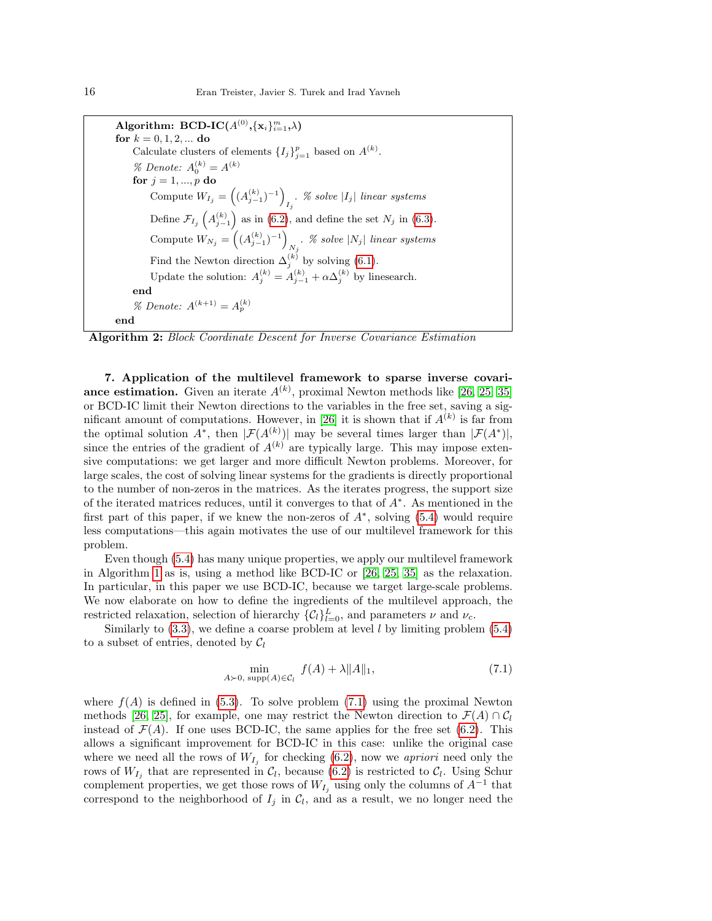```
Algorithm: BCD-IC(A^(0), {x_i}_{i=1}^m, λ)
for k = 0, 1, 2, ... do
    Calculate clusters of elements {I_j}_{j=1}^p based on A^(k).
    % Denote: A_0^(k) = A^(k)
    for j = 1, ..., p do
        Compute W_{I_j} = ((A_{j-1}^(k))^{-1})_{I_j}. % solve |I_j| linear systems
        Define F_{I_j}(A_{j-1}^(k)) as in (6.2), and define the set N_j in (6.3).
        Compute W_{N_j} = ((A_{j-1}^(k))^{-1})_{N_j}. % solve |N_j| linear systems
        Find the Newton direction Δ_j^(k) by solving (6.1).
        Update the solution: A_j^(k) = A_{j-1}^(k) + αΔ_j^(k) by linesearch.
    end
    % Denote: A^(k+1) = A_p^(k)
end
```

**Algorithm 2:** *Block Coordinate Descent for Inverse Covariance Estimation*

**7. Application of the multilevel framework to sparse inverse covariance estimation.** Given an iterate $A^{(k)}$, proximal Newton methods like [26, 25, 35] or BCD-IC limit their Newton directions to the variables in the free set, saving a significant amount of computations. However, in [26] it is shown that if $A^{(k)}$ is far from the optimal solution $A^*$, then $|\mathcal{F}(A^{(k)})|$ may be several times larger than $|\mathcal{F}(A^*)|$, since the entries of the gradient of $A^{(k)}$ are typically large. This may impose extensive computations: we get larger and more difficult Newton problems. Moreover, for large scales, the cost of solving linear systems for the gradients is directly proportional to the number of non-zeros in the matrices. As the iterates progress, the support size of the iterated matrices reduces, until it converges to that of $A^*$. As mentioned in the first part of this paper, if we knew the non-zeros of $A^*$, solving (5.4) would require less computations—this again motivates the use of our multilevel framework for this problem.

Even though (5.4) has many unique properties, we apply our multilevel framework in Algorithm 1 as is, using a method like BCD-IC or [26, 25, 35] as the relaxation. In particular, in this paper we use BCD-IC, because we target large-scale problems. We now elaborate on how to define the ingredients of the multilevel approach, the restricted relaxation, selection of hierarchy $\{\mathcal{C}_l\}_{l=0}^{L}$, and parameters $\nu$ and $\nu_c$.

Similarly to (3.3), we define a coarse problem at level $l$ by limiting problem (5.4) to a subset of entries, denoted by $\mathcal{C}_l$

$$\min_{A\succ 0,\ \mathrm{supp}(A)\in\mathcal{C}_l} f(A) + \lambda\|A\|_1, \tag{7.1}$$

where $f(A)$ is defined in (5.3). To solve problem (7.1) using the proximal Newton methods [26, 25], for example, one may restrict the Newton direction to $\mathcal{F}(A)\cap\mathcal{C}_l$ instead of $\mathcal{F}(A)$. If one uses BCD-IC, the same applies for the free set (6.2). This allows a significant improvement for BCD-IC in this case: unlike the original case where we need all the rows of $W_{I_j}$ for checking (6.2), now we *apriori* need only the rows of $W_{I_j}$ that are represented in $\mathcal{C}_l$, because (6.2) is restricted to $\mathcal{C}_l$. Using Schur complement properties, we get those rows of $W_{I_j}$ using only the columns of $A^{-1}$ that correspond to the neighborhood of $I_j$ in $\mathcal{C}_l$, and as a result, we no longer need the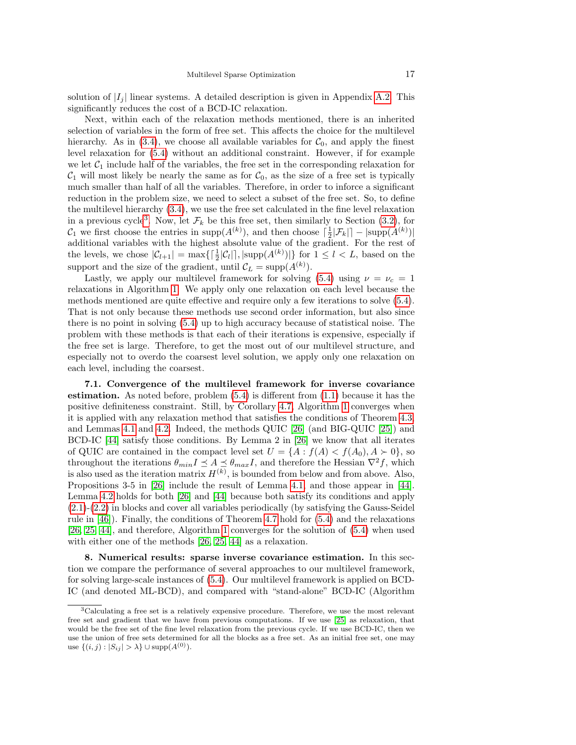solution of $|I_j|$ linear systems. A detailed description is given in Appendix A.2. This significantly reduces the cost of a BCD-IC relaxation.

Next, within each of the relaxation methods mentioned, there is an inherited selection of variables in the form of free set. This affects the choice for the multilevel hierarchy. As in (3.4), we choose all available variables for $\mathcal{C}_0$, and apply the finest level relaxation for (5.4) without an additional constraint. However, if for example we let $\mathcal{C}_1$ include half of the variables, the free set in the corresponding relaxation for $\mathcal{C}_1$ will most likely be nearly the same as for $\mathcal{C}_0$, as the size of a free set is typically much smaller than half of all the variables. Therefore, in order to inforce a significant reduction in the problem size, we need to select a subset of the free set. So, to define the multilevel hierarchy (3.4), we use the free set calculated in the fine level relaxation in a previous cycle[3]. Now, let $\mathcal{F}_k$ be this free set, then similarly to Section (3.2), for $\mathcal{C}_1$ we first choose the entries in $\mathrm{supp}(A^{(k)})$, and then choose $\lceil \frac{1}{2}|\mathcal{F}_k|\rceil - |\mathrm{supp}(A^{(k)})|$ additional variables with the highest absolute value of the gradient. For the rest of the levels, we chose $|\mathcal{C}_{l+1}| = \max\{\lceil \frac{1}{2}|\mathcal{C}_l|\rceil, |\mathrm{supp}(A^{(k)})|\}$ for $1 \leq l < L$, based on the support and the size of the gradient, until $\mathcal{C}_L = \mathrm{supp}(A^{(k)})$.

Lastly, we apply our multilevel framework for solving (5.4) using $\nu = \nu_c = 1$ relaxations in Algorithm 1. We apply only one relaxation on each level because the methods mentioned are quite effective and require only a few iterations to solve (5.4). That is not only because these methods use second order information, but also since there is no point in solving (5.4) up to high accuracy because of statistical noise. The problem with these methods is that each of their iterations is expensive, especially if the free set is large. Therefore, to get the most out of our multilevel structure, and especially not to overdo the coarsest level solution, we apply only one relaxation on each level, including the coarsest.

**7.1. Convergence of the multilevel framework for inverse covariance estimation.** As noted before, problem (5.4) is different from (1.1) because it has the positive definiteness constraint. Still, by Corollary 4.7, Algorithm 1 converges when it is applied with any relaxation method that satisfies the conditions of Theorem 4.3, and Lemmas 4.1 and 4.2. Indeed, the methods QUIC [26] (and BIG-QUIC [25]) and BCD-IC [44] satisfy those conditions. By Lemma 2 in [26] we know that all iterates of QUIC are contained in the compact level set $U = \{A : f(A) < f(A_0), A \succ 0\}$, so throughout the iterations $\theta_{min} I \preceq A \preceq \theta_{max} I$, and therefore the Hessian $\nabla^2 f$, which is also used as the iteration matrix $H^{(k)}$, is bounded from below and from above. Also, Propositions 3-5 in [26] include the result of Lemma 4.1, and those appear in [44]. Lemma 4.2 holds for both [26] and [44] because both satisfy its conditions and apply (2.1)-(2.2) in blocks and cover all variables periodically (by satisfying the Gauss-Seidel rule in [46]). Finally, the conditions of Theorem 4.7 hold for (5.4) and the relaxations [26, 25, 44], and therefore, Algorithm 1 converges for the solution of (5.4) when used with either one of the methods [26, 25, 44] as a relaxation.

**8. Numerical results: sparse inverse covariance estimation.** In this section we compare the performance of several approaches to our multilevel framework, for solving large-scale instances of (5.4). Our multilevel framework is applied on BCD-IC (and denoted ML-BCD), and compared with "stand-alone" BCD-IC (Algorithm

[3] Calculating a free set is a relatively expensive procedure. Therefore, we use the most relevant free set and gradient that we have from previous computations. If we use [25] as relaxation, that would be the free set of the fine level relaxation from the previous cycle. If we use BCD-IC, then we use the union of free sets determined for all the blocks as a free set. As an initial free set, one may use $\{(i,j) : |S_{ij}| > \lambda\} \cup \mathrm{supp}(A^{(0)})$.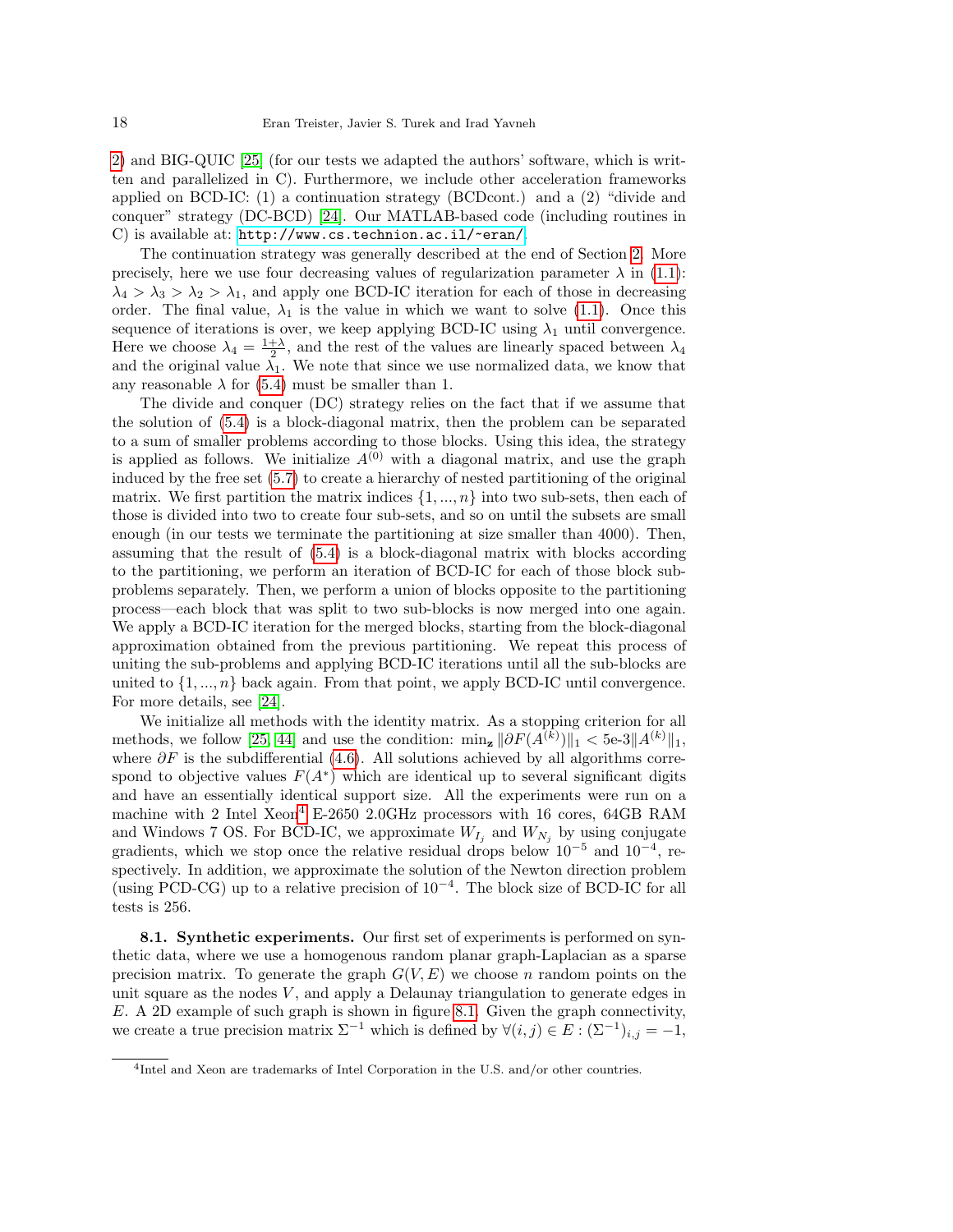2) and BIG-QUIC [25] (for our tests we adapted the authors' software, which is written and parallelized in C). Furthermore, we include other acceleration frameworks applied on BCD-IC: (1) a continuation strategy (BCDcont.) and a (2) "divide and conquer" strategy (DC-BCD) [24]. Our MATLAB-based code (including routines in C) is available at: http://www.cs.technion.ac.il/~eran/.

The continuation strategy was generally described at the end of Section 2. More precisely, here we use four decreasing values of regularization parameter $\lambda$ in (1.1): $\lambda_4 > \lambda_3 > \lambda_2 > \lambda_1$, and apply one BCD-IC iteration for each of those in decreasing order. The final value, $\lambda_1$ is the value in which we want to solve (1.1). Once this sequence of iterations is over, we keep applying BCD-IC using $\lambda_1$ until convergence. Here we choose $\lambda_4 = \frac{1+\lambda}{2}$, and the rest of the values are linearly spaced between $\lambda_4$ and the original value $\lambda_1$. We note that since we use normalized data, we know that any reasonable $\lambda$ for (5.4) must be smaller than 1.

The divide and conquer (DC) strategy relies on the fact that if we assume that the solution of (5.4) is a block-diagonal matrix, then the problem can be separated to a sum of smaller problems according to those blocks. Using this idea, the strategy is applied as follows. We initialize $A^{(0)}$ with a diagonal matrix, and use the graph induced by the free set (5.7) to create a hierarchy of nested partitioning of the original matrix. We first partition the matrix indices $\{1, ..., n\}$ into two sub-sets, then each of those is divided into two to create four sub-sets, and so on until the subsets are small enough (in our tests we terminate the partitioning at size smaller than 4000). Then, assuming that the result of (5.4) is a block-diagonal matrix with blocks according to the partitioning, we perform an iteration of BCD-IC for each of those block sub-problems separately. Then, we perform a union of blocks opposite to the partitioning process—each block that was split to two sub-blocks is now merged into one again. We apply a BCD-IC iteration for the merged blocks, starting from the block-diagonal approximation obtained from the previous partitioning. We repeat this process of uniting the sub-problems and applying BCD-IC iterations until all the sub-blocks are united to $\{1, ..., n\}$ back again. From that point, we apply BCD-IC until convergence. For more details, see [24].

We initialize all methods with the identity matrix. As a stopping criterion for all methods, we follow [25, 44] and use the condition: $\min_{\mathbf{z}} \|\partial F(A^{(k)})\|_1 < 5\text{e-}3\|A^{(k)}\|_1$, where $\partial F$ is the subdifferential (4.6). All solutions achieved by all algorithms correspond to objective values $F(A^*)$ which are identical up to several significant digits and have an essentially identical support size. All the experiments were run on a machine with 2 Intel Xeon[4] E-2650 2.0GHz processors with 16 cores, 64GB RAM and Windows 7 OS. For BCD-IC, we approximate $W_{I_j}$ and $W_{N_j}$ by using conjugate gradients, which we stop once the relative residual drops below $10^{-5}$ and $10^{-4}$, respectively. In addition, we approximate the solution of the Newton direction problem (using PCD-CG) up to a relative precision of $10^{-4}$. The block size of BCD-IC for all tests is 256.

**8.1. Synthetic experiments.** Our first set of experiments is performed on synthetic data, where we use a homogenous random planar graph-Laplacian as a sparse precision matrix. To generate the graph $G(V, E)$ we choose $n$ random points on the unit square as the nodes $V$, and apply a Delaunay triangulation to generate edges in $E$. A 2D example of such graph is shown in figure 8.1. Given the graph connectivity, we create a true precision matrix $\Sigma^{-1}$ which is defined by $\forall (i, j) \in E : (\Sigma^{-1})_{i,j} = -1$,

[4] Intel and Xeon are trademarks of Intel Corporation in the U.S. and/or other countries.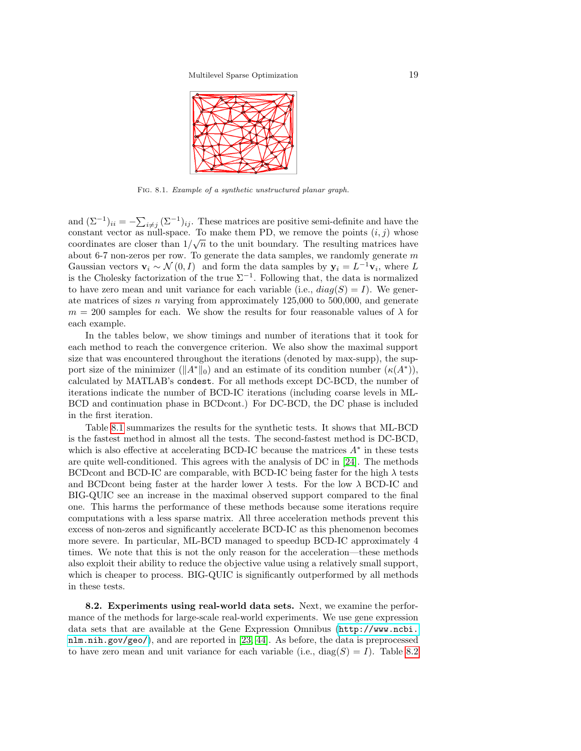Fig. 8.1. *Example of a synthetic unstructured planar graph.*

and $(\Sigma^{-1})_{ii} = -\sum_{i \neq j} (\Sigma^{-1})_{ij}$. These matrices are positive semi-definite and have the constant vector as null-space. To make them PD, we remove the points $(i, j)$ whose coordinates are closer than $1/\sqrt{n}$ to the unit boundary. The resulting matrices have about 6-7 non-zeros per row. To generate the data samples, we randomly generate $m$ Gaussian vectors $\mathbf{v}_i \sim \mathcal{N}(0, I)$ and form the data samples by $\mathbf{y}_i = L^{-1}\mathbf{v}_i$, where $L$ is the Cholesky factorization of the true $\Sigma^{-1}$. Following that, the data is normalized to have zero mean and unit variance for each variable (i.e., $diag(S) = I$). We generate matrices of sizes $n$ varying from approximately 125,000 to 500,000, and generate $m = 200$ samples for each. We show the results for four reasonable values of $\lambda$ for each example.

In the tables below, we show timings and number of iterations that it took for each method to reach the convergence criterion. We also show the maximal support size that was encountered throughout the iterations (denoted by max-supp), the support size of the minimizer ($\|A^*\|_0$) and an estimate of its condition number ($\kappa(A^*)$), calculated by MATLAB's `condest`. For all methods except DC-BCD, the number of iterations indicate the number of BCD-IC iterations (including coarse levels in ML-BCD and continuation phase in BCDcont.) For DC-BCD, the DC phase is included in the first iteration.

Table 8.1 summarizes the results for the synthetic tests. It shows that ML-BCD is the fastest method in almost all the tests. The second-fastest method is DC-BCD, which is also effective at accelerating BCD-IC because the matrices $A^*$ in these tests are quite well-conditioned. This agrees with the analysis of DC in [24]. The methods BCDcont and BCD-IC are comparable, with BCD-IC being faster for the high $\lambda$ tests and BCDcont being faster at the harder lower $\lambda$ tests. For the low $\lambda$ BCD-IC and BIG-QUIC see an increase in the maximal observed support compared to the final one. This harms the performance of these methods because some iterations require computations with a less sparse matrix. All three acceleration methods prevent this excess of non-zeros and significantly accelerate BCD-IC as this phenomenon becomes more severe. In particular, ML-BCD managed to speedup BCD-IC approximately 4 times. We note that this is not the only reason for the acceleration—these methods also exploit their ability to reduce the objective value using a relatively small support, which is cheaper to process. BIG-QUIC is significantly outperformed by all methods in these tests.

**8.2. Experiments using real-world data sets.** Next, we examine the performance of the methods for large-scale real-world experiments. We use gene expression data sets that are available at the Gene Expression Omnibus (`http://www.ncbi.nlm.nih.gov/geo/`), and are reported in [23, 44]. As before, the data is preprocessed to have zero mean and unit variance for each variable (i.e., $\mathrm{diag}(S) = I$). Table 8.2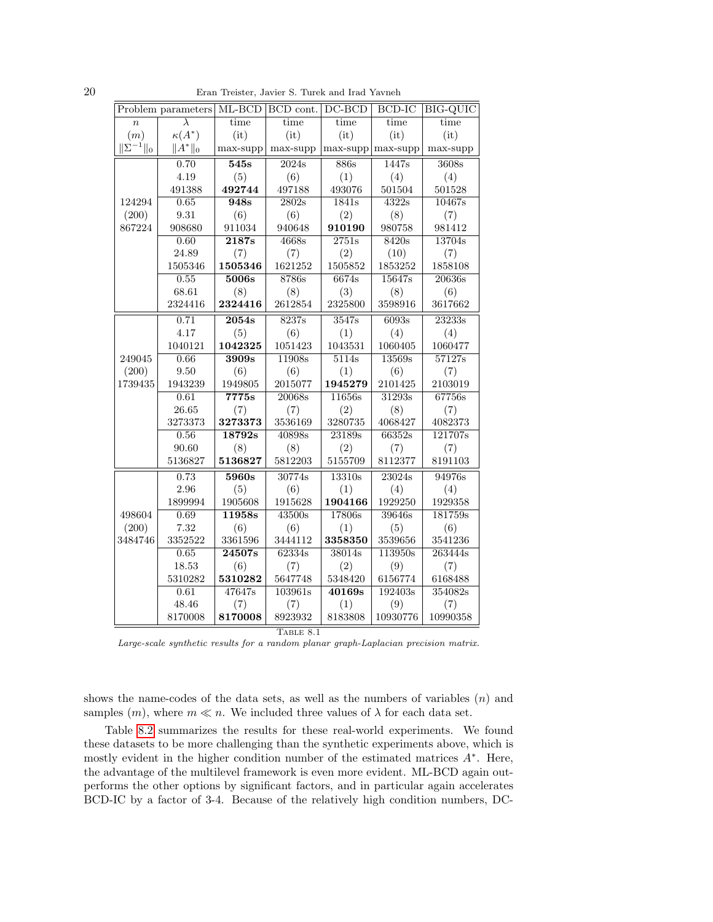| Problem parameters | | ML-BCD | BCD cont. | DC-BCD | BCD-IC | BIG-QUIC |
|---|---|---|---|---|---|---|
| $n$ | $\lambda$ | time | time | time | time | time |
| $(m)$ | $\kappa(A^*)$ | (it) | (it) | (it) | (it) | (it) |
| $\lVert\Sigma^{-1}\rVert_0$ | $\lVert A^*\rVert_0$ | max-supp | max-supp | max-supp | max-supp | max-supp |
| | 0.70 | **545s** | 2024s | 886s | 1447s | 3608s |
| | 4.19 | (5) | (6) | (1) | (4) | (4) |
| | 491388 | **492744** | 497188 | 493076 | 501504 | 501528 |
| 124294 | 0.65 | **948s** | 2802s | 1841s | 4322s | 10467s |
| (200) | 9.31 | (6) | (6) | (2) | (8) | (7) |
| 867224 | 908680 | 911034 | 940648 | **910190** | 980758 | 981412 |
| | 0.60 | **2187s** | 4668s | 2751s | 8420s | 13704s |
| | 24.89 | (7) | (7) | (2) | (10) | (7) |
| | 1505346 | **1505346** | 1621252 | 1505852 | 1853252 | 1858108 |
| | 0.55 | **5006s** | 8786s | 6674s | 15647s | 20636s |
| | 68.61 | (8) | (8) | (3) | (8) | (6) |
| | 2324416 | **2324416** | 2612854 | 2325800 | 3598916 | 3617662 |
| | 0.71 | **2054s** | 8237s | 3547s | 6093s | 23233s |
| | 4.17 | (5) | (6) | (1) | (4) | (4) |
| | 1040121 | **1042325** | 1051423 | 1043531 | 1060405 | 1060477 |
| 249045 | 0.66 | **3909s** | 11908s | 5114s | 13569s | 57127s |
| (200) | 9.50 | (6) | (6) | (1) | (6) | (7) |
| 1739435 | 1943239 | 1949805 | 2015077 | **1945279** | 2101425 | 2103019 |
| | 0.61 | **7775s** | 20068s | 11656s | 31293s | 67756s |
| | 26.65 | (7) | (7) | (2) | (8) | (7) |
| | 3273373 | **3273373** | 3536169 | 3280735 | 4068427 | 4082373 |
| | 0.56 | **18792s** | 40898s | 23189s | 66352s | 121707s |
| | 90.60 | (8) | (8) | (2) | (7) | (7) |
| | 5136827 | **5136827** | 5812203 | 5155709 | 8112377 | 8191103 |
| | 0.73 | **5960s** | 30774s | 13310s | 23024s | 94976s |
| | 2.96 | (5) | (6) | (1) | (4) | (4) |
| | 1899994 | 1905608 | 1915628 | **1904166** | 1929250 | 1929358 |
| 498604 | 0.69 | **11958s** | 43500s | 17806s | 39646s | 181759s |
| (200) | 7.32 | (6) | (6) | (1) | (5) | (6) |
| 3484746 | 3352522 | 3361596 | 3444112 | **3358350** | 3539656 | 3541236 |
| | 0.65 | **24507s** | 62334s | 38014s | 113950s | 263444s |
| | 18.53 | (6) | (7) | (2) | (9) | (7) |
| | 5310282 | **5310282** | 5647748 | 5348420 | 6156774 | 6168488 |
| | 0.61 | 47647s | 103961s | **40169s** | 192403s | 354082s |
| | 48.46 | (7) | (7) | (1) | (9) | (7) |
| | 8170008 | **8170008** | 8923932 | 8183808 | 10930776 | 10990358 |

TABLE 8.1

*Large-scale synthetic results for a random planar graph-Laplacian precision matrix.*

shows the name-codes of the data sets, as well as the numbers of variables ($n$) and samples ($m$), where $m \ll n$. We included three values of $\lambda$ for each data set.

Table 8.2 summarizes the results for these real-world experiments. We found these datasets to be more challenging than the synthetic experiments above, which is mostly evident in the higher condition number of the estimated matrices $A^*$. Here, the advantage of the multilevel framework is even more evident. ML-BCD again outperforms the other options by significant factors, and in particular again accelerates BCD-IC by a factor of 3-4. Because of the relatively high condition numbers, DC-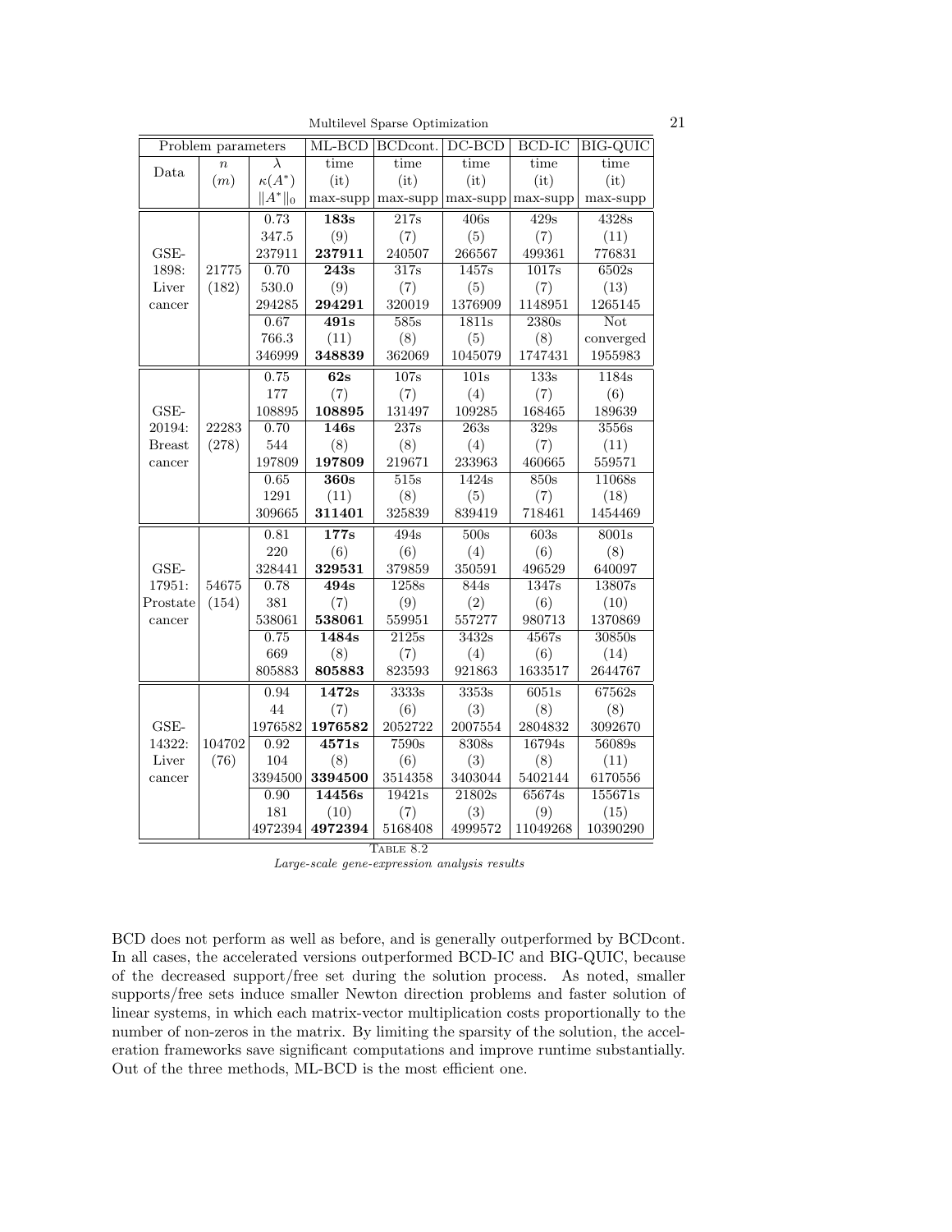| Problem parameters | | | ML-BCD | BCDcont. | DC-BCD | BCD-IC | BIG-QUIC |
|---|---|---|---|---|---|---|---|
| Data | $n$ ($m$) | $\lambda$ / $\kappa(A^*)$ / $\Vert A^*\Vert_0$ | time (it) max-supp | time (it) max-supp | time (it) max-supp | time (it) max-supp | time (it) max-supp |
| GSE-1898: Liver cancer | 21775 (182) | 0.73 | **183s** | 217s | 406s | 429s | 4328s |
| | | 347.5 | (9) | (7) | (5) | (7) | (11) |
| | | 237911 | **237911** | 240507 | 266567 | 499361 | 776831 |
| | | 0.70 | **243s** | 317s | 1457s | 1017s | 6502s |
| | | 530.0 | (9) | (7) | (5) | (7) | (13) |
| | | 294285 | **294291** | 320019 | 1376909 | 1148951 | 1265145 |
| | | 0.67 | **491s** | 585s | 1811s | 2380s | Not converged |
| | | 766.3 | (11) | (8) | (5) | (8) | |
| | | 346999 | **348839** | 362069 | 1045079 | 1747431 | 1955983 |
| GSE-20194: Breast cancer | 22283 (278) | 0.75 | **62s** | 107s | 101s | 133s | 1184s |
| | | 177 | (7) | (7) | (4) | (7) | (6) |
| | | 108895 | **108895** | 131497 | 109285 | 168465 | 189639 |
| | | 0.70 | **146s** | 237s | 263s | 329s | 3556s |
| | | 544 | (8) | (8) | (4) | (7) | (11) |
| | | 197809 | **197809** | 219671 | 233963 | 460665 | 559571 |
| | | 0.65 | **360s** | 515s | 1424s | 850s | 11068s |
| | | 1291 | (11) | (8) | (5) | (7) | (18) |
| | | 309665 | **311401** | 325839 | 839419 | 718461 | 1454469 |
| GSE-17951: Prostate cancer | 54675 (154) | 0.81 | **177s** | 494s | 500s | 603s | 8001s |
| | | 220 | (6) | (6) | (4) | (6) | (8) |
| | | 328441 | **329531** | 379859 | 350591 | 496529 | 640097 |
| | | 0.78 | **494s** | 1258s | 844s | 1347s | 13807s |
| | | 381 | (7) | (9) | (2) | (6) | (10) |
| | | 538061 | **538061** | 559951 | 557277 | 980713 | 1370869 |
| | | 0.75 | **1484s** | 2125s | 3432s | 4567s | 30850s |
| | | 669 | (8) | (7) | (4) | (6) | (14) |
| | | 805883 | **805883** | 823593 | 921863 | 1633517 | 2644767 |
| GSE-14322: Liver cancer | 104702 (76) | 0.94 | **1472s** | 3333s | 3353s | 6051s | 67562s |
| | | 44 | (7) | (6) | (3) | (8) | (8) |
| | | 1976582 | **1976582** | 2052722 | 2007554 | 2804832 | 3092670 |
| | | 0.92 | **4571s** | 7590s | 8308s | 16794s | 56089s |
| | | 104 | (8) | (6) | (3) | (8) | (11) |
| | | 3394500 | **3394500** | 3514358 | 3403044 | 5402144 | 6170556 |
| | | 0.90 | **14456s** | 19421s | 21802s | 65674s | 155671s |
| | | 181 | (10) | (7) | (3) | (9) | (15) |
| | | 4972394 | **4972394** | 5168408 | 4999572 | 11049268 | 10390290 |

TABLE 8.2
*Large-scale gene-expression analysis results*

BCD does not perform as well as before, and is generally outperformed by BCDcont. In all cases, the accelerated versions outperformed BCD-IC and BIG-QUIC, because of the decreased support/free set during the solution process. As noted, smaller supports/free sets induce smaller Newton direction problems and faster solution of linear systems, in which each matrix-vector multiplication costs proportionally to the number of non-zeros in the matrix. By limiting the sparsity of the solution, the acceleration frameworks save significant computations and improve runtime substantially. Out of the three methods, ML-BCD is the most efficient one.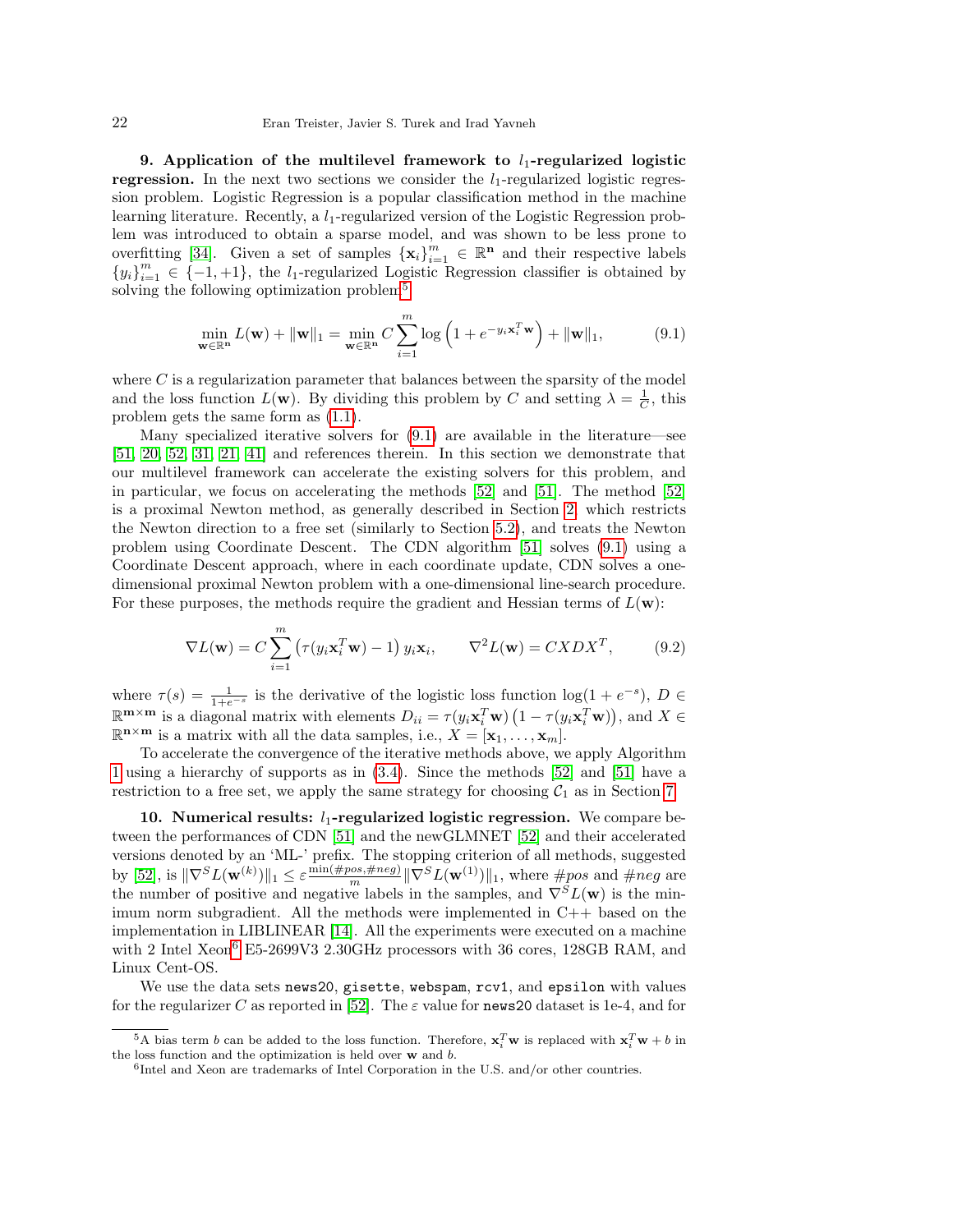## 9. Application of the multilevel framework to $l_1$-regularized logistic regression.

In the next two sections we consider the $l_1$-regularized logistic regression problem. Logistic Regression is a popular classification method in the machine learning literature. Recently, a $l_1$-regularized version of the Logistic Regression problem was introduced to obtain a sparse model, and was shown to be less prone to overfitting [34]. Given a set of samples $\{\mathbf{x}_i\}_{i=1}^m \in \mathbb{R}^\mathbf{n}$ and their respective labels $\{y_i\}_{i=1}^m \in \{-1, +1\}$, the $l_1$-regularized Logistic Regression classifier is obtained by solving the following optimization problem[5]

$$\min_{\mathbf{w}\in\mathbb{R}^\mathbf{n}} L(\mathbf{w}) + \|\mathbf{w}\|_1 = \min_{\mathbf{w}\in\mathbb{R}^\mathbf{n}} C\sum_{i=1}^{m} \log\left(1 + e^{-y_i \mathbf{x}_i^T \mathbf{w}}\right) + \|\mathbf{w}\|_1, \tag{9.1}$$

where $C$ is a regularization parameter that balances between the sparsity of the model and the loss function $L(\mathbf{w})$. By dividing this problem by $C$ and setting $\lambda = \frac{1}{C}$, this problem gets the same form as (1.1).

Many specialized iterative solvers for (9.1) are available in the literature—see [51, 20, 52, 31, 21, 41] and references therein. In this section we demonstrate that our multilevel framework can accelerate the existing solvers for this problem, and in particular, we focus on accelerating the methods [52] and [51]. The method [52] is a proximal Newton method, as generally described in Section 2, which restricts the Newton direction to a free set (similarly to Section 5.2), and treats the Newton problem using Coordinate Descent. The CDN algorithm [51] solves (9.1) using a Coordinate Descent approach, where in each coordinate update, CDN solves a one-dimensional proximal Newton problem with a one-dimensional line-search procedure. For these purposes, the methods require the gradient and Hessian terms of $L(\mathbf{w})$:

$$\nabla L(\mathbf{w}) = C\sum_{i=1}^{m} \left(\tau(y_i \mathbf{x}_i^T \mathbf{w}) - 1\right) y_i \mathbf{x}_i, \qquad \nabla^2 L(\mathbf{w}) = CXDX^T, \tag{9.2}$$

where $\tau(s) = \frac{1}{1+e^{-s}}$ is the derivative of the logistic loss function $\log(1 + e^{-s})$, $D \in \mathbb{R}^{\mathbf{m}\times\mathbf{m}}$ is a diagonal matrix with elements $D_{ii} = \tau(y_i \mathbf{x}_i^T \mathbf{w})\left(1 - \tau(y_i \mathbf{x}_i^T \mathbf{w})\right)$, and $X \in \mathbb{R}^{\mathbf{n}\times\mathbf{m}}$ is a matrix with all the data samples, i.e., $X = [\mathbf{x}_1, \ldots, \mathbf{x}_m]$.

To accelerate the convergence of the iterative methods above, we apply Algorithm 1 using a hierarchy of supports as in (3.4). Since the methods [52] and [51] have a restriction to a free set, we apply the same strategy for choosing $\mathcal{C}_1$ as in Section 7.

## 10. Numerical results: $l_1$-regularized logistic regression.

We compare between the performances of CDN [51] and the newGLMNET [52] and their accelerated versions denoted by an 'ML-' prefix. The stopping criterion of all methods, suggested by [52], is $\|\nabla^S L(\mathbf{w}^{(k)})\|_1 \leq \varepsilon \frac{\min(\#pos, \#neg)}{m} \|\nabla^S L(\mathbf{w}^{(1)})\|_1$, where $\#pos$ and $\#neg$ are the number of positive and negative labels in the samples, and $\nabla^S L(\mathbf{w})$ is the minimum norm subgradient. All the methods were implemented in C++ based on the implementation in LIBLINEAR [14]. All the experiments were executed on a machine with 2 Intel Xeon[6] E5-2699V3 2.30GHz processors with 36 cores, 128GB RAM, and Linux Cent-OS.

We use the data sets `news20`, `gisette`, `webspam`, `rcv1`, and `epsilon` with values for the regularizer $C$ as reported in [52]. The $\varepsilon$ value for `news20` dataset is 1e-4, and for

---

[5] A bias term $b$ can be added to the loss function. Therefore, $\mathbf{x}_i^T \mathbf{w}$ is replaced with $\mathbf{x}_i^T \mathbf{w} + b$ in the loss function and the optimization is held over $\mathbf{w}$ and $b$.

[6] Intel and Xeon are trademarks of Intel Corporation in the U.S. and/or other countries.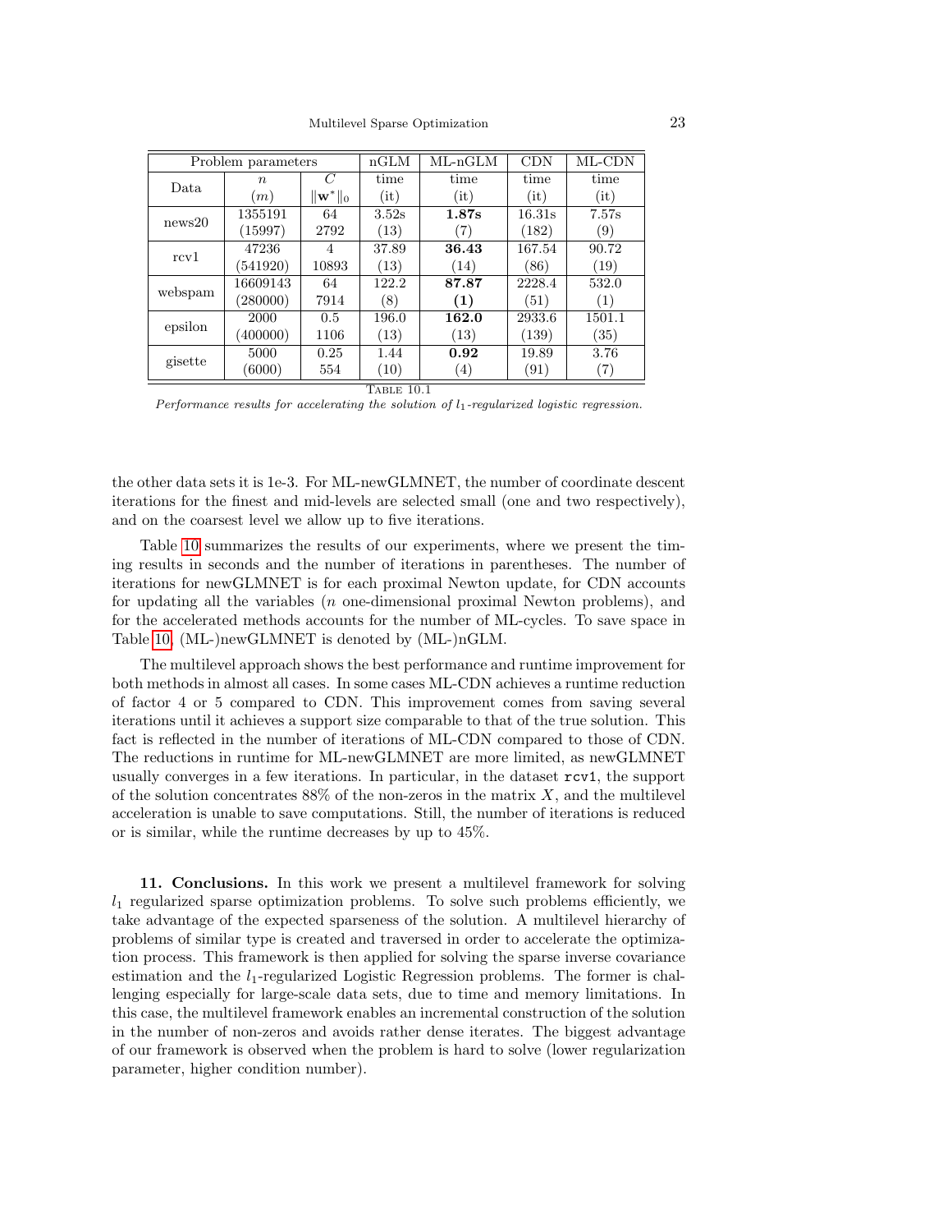| Problem parameters | | | nGLM | ML-nGLM | CDN | ML-CDN |
|---|---|---|---|---|---|---|
| Data | $n$ <br> $(m)$ | $C$ <br> $\|\mathbf{w}^*\|_0$ | time <br> (it) | time <br> (it) | time <br> (it) | time <br> (it) |
| news20 | 1355191 <br> (15997) | 64 <br> 2792 | 3.52s <br> (13) | **1.87s** <br> (7) | 16.31s <br> (182) | 7.57s <br> (9) |
| rcv1 | 47236 <br> (541920) | 4 <br> 10893 | 37.89 <br> (13) | **36.43** <br> (14) | 167.54 <br> (86) | 90.72 <br> (19) |
| webspam | 16609143 <br> (280000) | 64 <br> 7914 | 122.2 <br> (8) | **87.87** <br> **(1)** | 2228.4 <br> (51) | 532.0 <br> (1) |
| epsilon | 2000 <br> (400000) | 0.5 <br> 1106 | 196.0 <br> (13) | **162.0** <br> (13) | 2933.6 <br> (139) | 1501.1 <br> (35) |
| gisette | 5000 <br> (6000) | 0.25 <br> 554 | 1.44 <br> (10) | **0.92** <br> (4) | 19.89 <br> (91) | 3.76 <br> (7) |

TABLE 10.1
*Performance results for accelerating the solution of $l_1$-regularized logistic regression.*

the other data sets it is 1e-3. For ML-newGLMNET, the number of coordinate descent iterations for the finest and mid-levels are selected small (one and two respectively), and on the coarsest level we allow up to five iterations.

Table 10 summarizes the results of our experiments, where we present the timing results in seconds and the number of iterations in parentheses. The number of iterations for newGLMNET is for each proximal Newton update, for CDN accounts for updating all the variables ($n$ one-dimensional proximal Newton problems), and for the accelerated methods accounts for the number of ML-cycles. To save space in Table 10, (ML-)newGLMNET is denoted by (ML-)nGLM.

The multilevel approach shows the best performance and runtime improvement for both methods in almost all cases. In some cases ML-CDN achieves a runtime reduction of factor 4 or 5 compared to CDN. This improvement comes from saving several iterations until it achieves a support size comparable to that of the true solution. This fact is reflected in the number of iterations of ML-CDN compared to those of CDN. The reductions in runtime for ML-newGLMNET are more limited, as newGLMNET usually converges in a few iterations. In particular, in the dataset `rcv1`, the support of the solution concentrates 88% of the non-zeros in the matrix $X$, and the multilevel acceleration is unable to save computations. Still, the number of iterations is reduced or is similar, while the runtime decreases by up to 45%.

**11. Conclusions.** In this work we present a multilevel framework for solving $l_1$ regularized sparse optimization problems. To solve such problems efficiently, we take advantage of the expected sparseness of the solution. A multilevel hierarchy of problems of similar type is created and traversed in order to accelerate the optimization process. This framework is then applied for solving the sparse inverse covariance estimation and the $l_1$-regularized Logistic Regression problems. The former is challenging especially for large-scale data sets, due to time and memory limitations. In this case, the multilevel framework enables an incremental construction of the solution in the number of non-zeros and avoids rather dense iterates. The biggest advantage of our framework is observed when the problem is hard to solve (lower regularization parameter, higher condition number).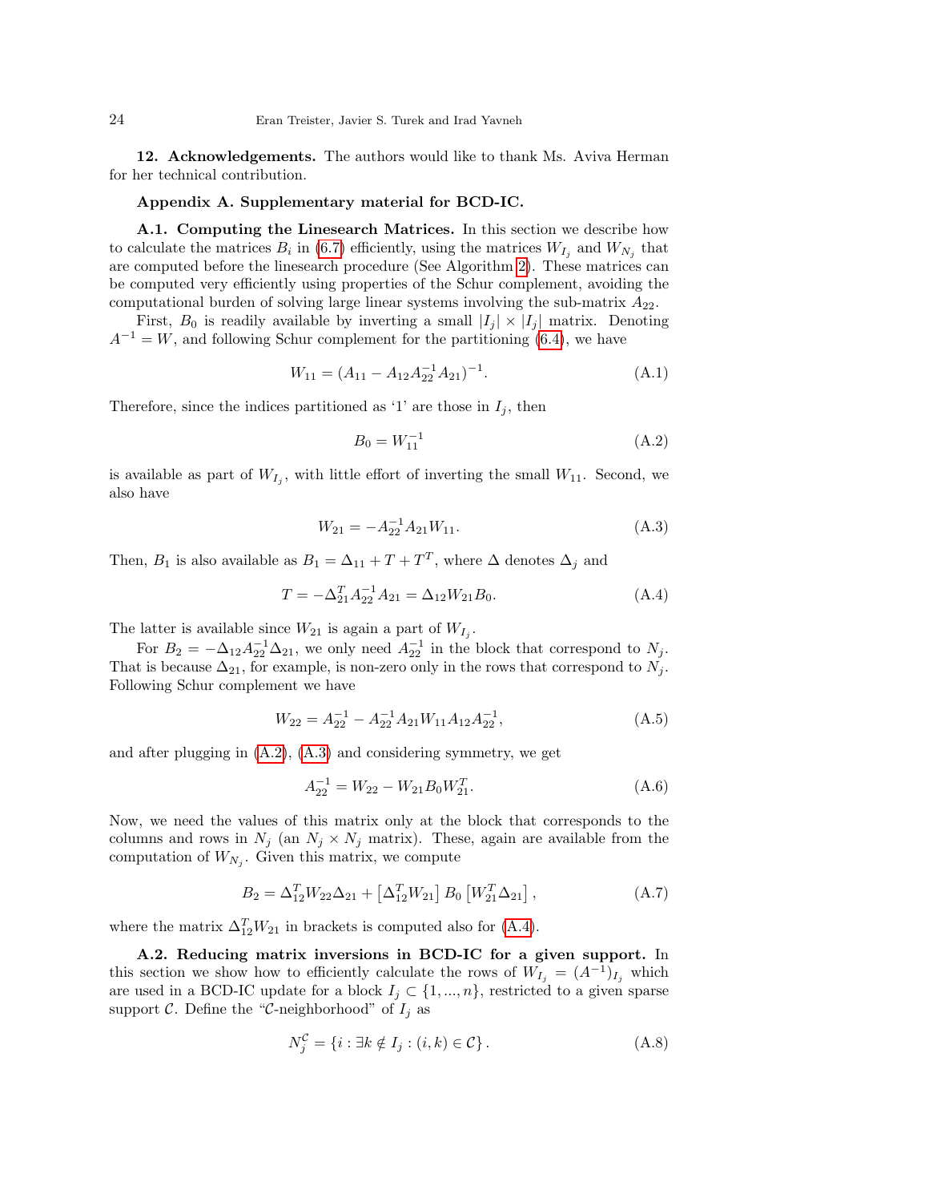**12. Acknowledgements.** The authors would like to thank Ms. Aviva Herman for her technical contribution.

## Appendix A. Supplementary material for BCD-IC.

**A.1. Computing the Linesearch Matrices.** In this section we describe how to calculate the matrices $B_i$ in (6.7) efficiently, using the matrices $W_{I_j}$ and $W_{N_j}$ that are computed before the linesearch procedure (See Algorithm 2). These matrices can be computed very efficiently using properties of the Schur complement, avoiding the computational burden of solving large linear systems involving the sub-matrix $A_{22}$.

First, $B_0$ is readily available by inverting a small $|I_j| \times |I_j|$ matrix. Denoting $A^{-1} = W$, and following Schur complement for the partitioning (6.4), we have

$$W_{11} = (A_{11} - A_{12}A_{22}^{-1}A_{21})^{-1}. \tag{A.1}$$

Therefore, since the indices partitioned as '1' are those in $I_j$, then

$$B_0 = W_{11}^{-1} \tag{A.2}$$

is available as part of $W_{I_j}$, with little effort of inverting the small $W_{11}$. Second, we also have

$$W_{21} = -A_{22}^{-1}A_{21}W_{11}. \tag{A.3}$$

Then, $B_1$ is also available as $B_1 = \Delta_{11} + T + T^T$, where $\Delta$ denotes $\Delta_j$ and

$$T = -\Delta_{21}^T A_{22}^{-1}A_{21} = \Delta_{12}W_{21}B_0. \tag{A.4}$$

The latter is available since $W_{21}$ is again a part of $W_{I_j}$.

For $B_2 = -\Delta_{12}A_{22}^{-1}\Delta_{21}$, we only need $A_{22}^{-1}$ in the block that correspond to $N_j$. That is because $\Delta_{21}$, for example, is non-zero only in the rows that correspond to $N_j$. Following Schur complement we have

$$W_{22} = A_{22}^{-1} - A_{22}^{-1}A_{21}W_{11}A_{12}A_{22}^{-1}, \tag{A.5}$$

and after plugging in (A.2), (A.3) and considering symmetry, we get

$$A_{22}^{-1} = W_{22} - W_{21}B_0W_{21}^T. \tag{A.6}$$

Now, we need the values of this matrix only at the block that corresponds to the columns and rows in $N_j$ (an $N_j \times N_j$ matrix). These, again are available from the computation of $W_{N_j}$. Given this matrix, we compute

$$B_2 = \Delta_{12}^T W_{22}\Delta_{21} + \left[\Delta_{12}^T W_{21}\right] B_0 \left[W_{21}^T \Delta_{21}\right], \tag{A.7}$$

where the matrix $\Delta_{12}^T W_{21}$ in brackets is computed also for (A.4).

**A.2. Reducing matrix inversions in BCD-IC for a given support.** In this section we show how to efficiently calculate the rows of $W_{I_j} = (A^{-1})_{I_j}$ which are used in a BCD-IC update for a block $I_j \subset \{1, ..., n\}$, restricted to a given sparse support $\mathcal{C}$. Define the "$\mathcal{C}$-neighborhood" of $I_j$ as

$$N_j^{\mathcal{C}} = \{i : \exists k \notin I_j : (i,k) \in \mathcal{C}\}. \tag{A.8}$$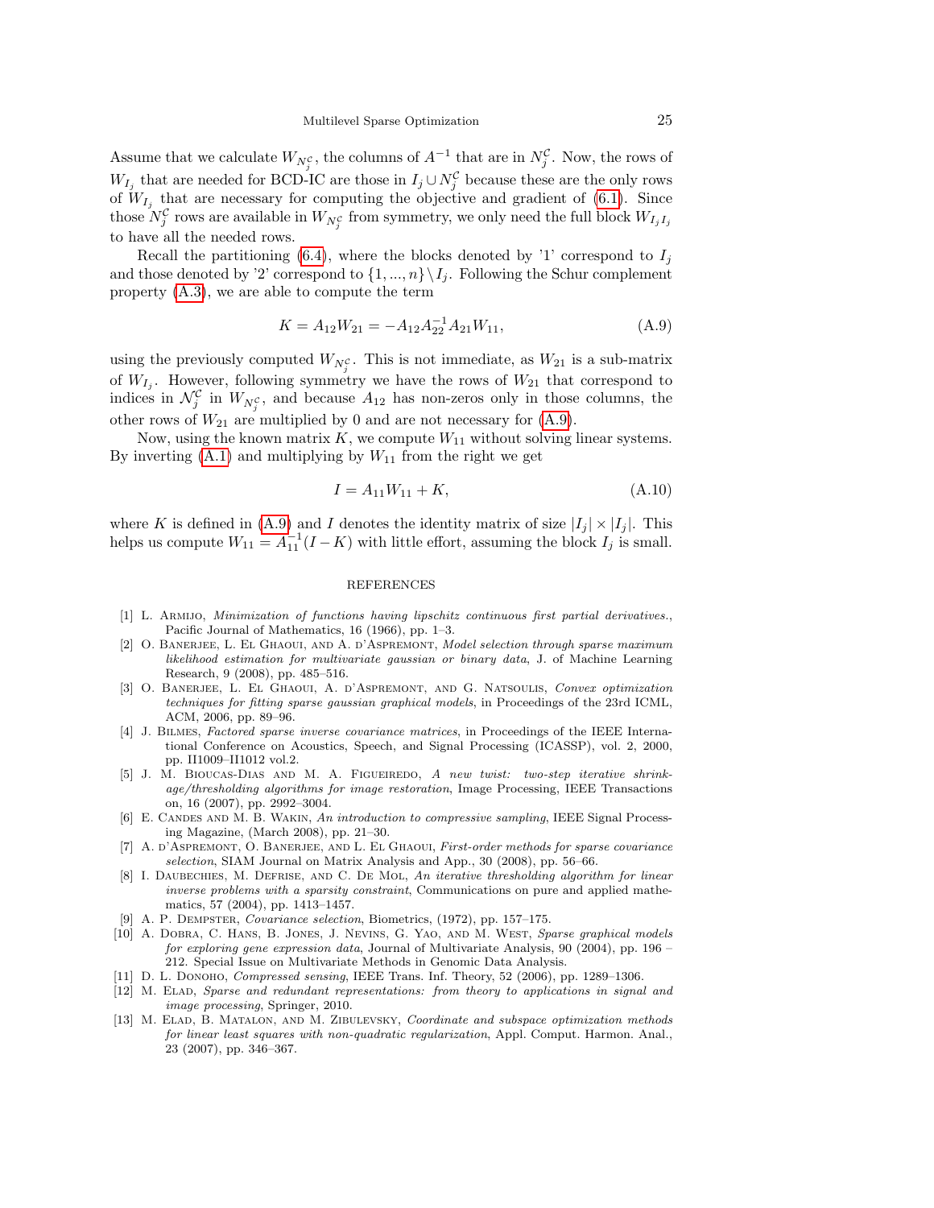Assume that we calculate $W_{N_j^{\mathcal{C}}}$, the columns of $A^{-1}$ that are in $N_j^{\mathcal{C}}$. Now, the rows of $W_{I_j}$ that are needed for BCD-IC are those in $I_j \cup N_j^{\mathcal{C}}$ because these are the only rows of $W_{I_j}$ that are necessary for computing the objective and gradient of (6.1). Since those $N_j^{\mathcal{C}}$ rows are available in $W_{N_j^{\mathcal{C}}}$ from symmetry, we only need the full block $W_{I_j I_j}$ to have all the needed rows.

Recall the partitioning (6.4), where the blocks denoted by '1' correspond to $I_j$ and those denoted by '2' correspond to $\{1,...,n\} \setminus I_j$. Following the Schur complement property (A.3), we are able to compute the term

$$K = A_{12}W_{21} = -A_{12}A_{22}^{-1}A_{21}W_{11}, \tag{A.9}$$

using the previously computed $W_{N_j^{\mathcal{C}}}$. This is not immediate, as $W_{21}$ is a sub-matrix of $W_{I_j}$. However, following symmetry we have the rows of $W_{21}$ that correspond to indices in $\mathcal{N}_j^{\mathcal{C}}$ in $W_{N_j^{\mathcal{C}}}$, and because $A_{12}$ has non-zeros only in those columns, the other rows of $W_{21}$ are multiplied by 0 and are not necessary for (A.9).

Now, using the known matrix $K$, we compute $W_{11}$ without solving linear systems. By inverting (A.1) and multiplying by $W_{11}$ from the right we get

$$I = A_{11}W_{11} + K, \tag{A.10}$$

where $K$ is defined in (A.9) and $I$ denotes the identity matrix of size $|I_j| \times |I_j|$. This helps us compute $W_{11} = A_{11}^{-1}(I - K)$ with little effort, assuming the block $I_j$ is small.

## REFERENCES

[1] L. Armijo, *Minimization of functions having lipschitz continuous first partial derivatives.*, Pacific Journal of Mathematics, 16 (1966), pp. 1–3.

[2] O. Banerjee, L. El Ghaoui, and A. d'Aspremont, *Model selection through sparse maximum likelihood estimation for multivariate gaussian or binary data*, J. of Machine Learning Research, 9 (2008), pp. 485–516.

[3] O. Banerjee, L. El Ghaoui, A. d'Aspremont, and G. Natsoulis, *Convex optimization techniques for fitting sparse gaussian graphical models*, in Proceedings of the 23rd ICML, ACM, 2006, pp. 89–96.

[4] J. Bilmes, *Factored sparse inverse covariance matrices*, in Proceedings of the IEEE International Conference on Acoustics, Speech, and Signal Processing (ICASSP), vol. 2, 2000, pp. II1009–II1012 vol.2.

[5] J. M. Bioucas-Dias and M. A. Figueiredo, *A new twist: two-step iterative shrinkage/thresholding algorithms for image restoration*, Image Processing, IEEE Transactions on, 16 (2007), pp. 2992–3004.

[6] E. Candes and M. B. Wakin, *An introduction to compressive sampling*, IEEE Signal Processing Magazine, (March 2008), pp. 21–30.

[7] A. d'Aspremont, O. Banerjee, and L. El Ghaoui, *First-order methods for sparse covariance selection*, SIAM Journal on Matrix Analysis and App., 30 (2008), pp. 56–66.

[8] I. Daubechies, M. Defrise, and C. De Mol, *An iterative thresholding algorithm for linear inverse problems with a sparsity constraint*, Communications on pure and applied mathematics, 57 (2004), pp. 1413–1457.

[9] A. P. Dempster, *Covariance selection*, Biometrics, (1972), pp. 157–175.

[10] A. Dobra, C. Hans, B. Jones, J. Nevins, G. Yao, and M. West, *Sparse graphical models for exploring gene expression data*, Journal of Multivariate Analysis, 90 (2004), pp. 196 – 212. Special Issue on Multivariate Methods in Genomic Data Analysis.

[11] D. L. Donoho, *Compressed sensing*, IEEE Trans. Inf. Theory, 52 (2006), pp. 1289–1306.

[12] M. Elad, *Sparse and redundant representations: from theory to applications in signal and image processing*, Springer, 2010.

[13] M. Elad, B. Matalon, and M. Zibulevsky, *Coordinate and subspace optimization methods for linear least squares with non-quadratic regularization*, Appl. Comput. Harmon. Anal., 23 (2007), pp. 346–367.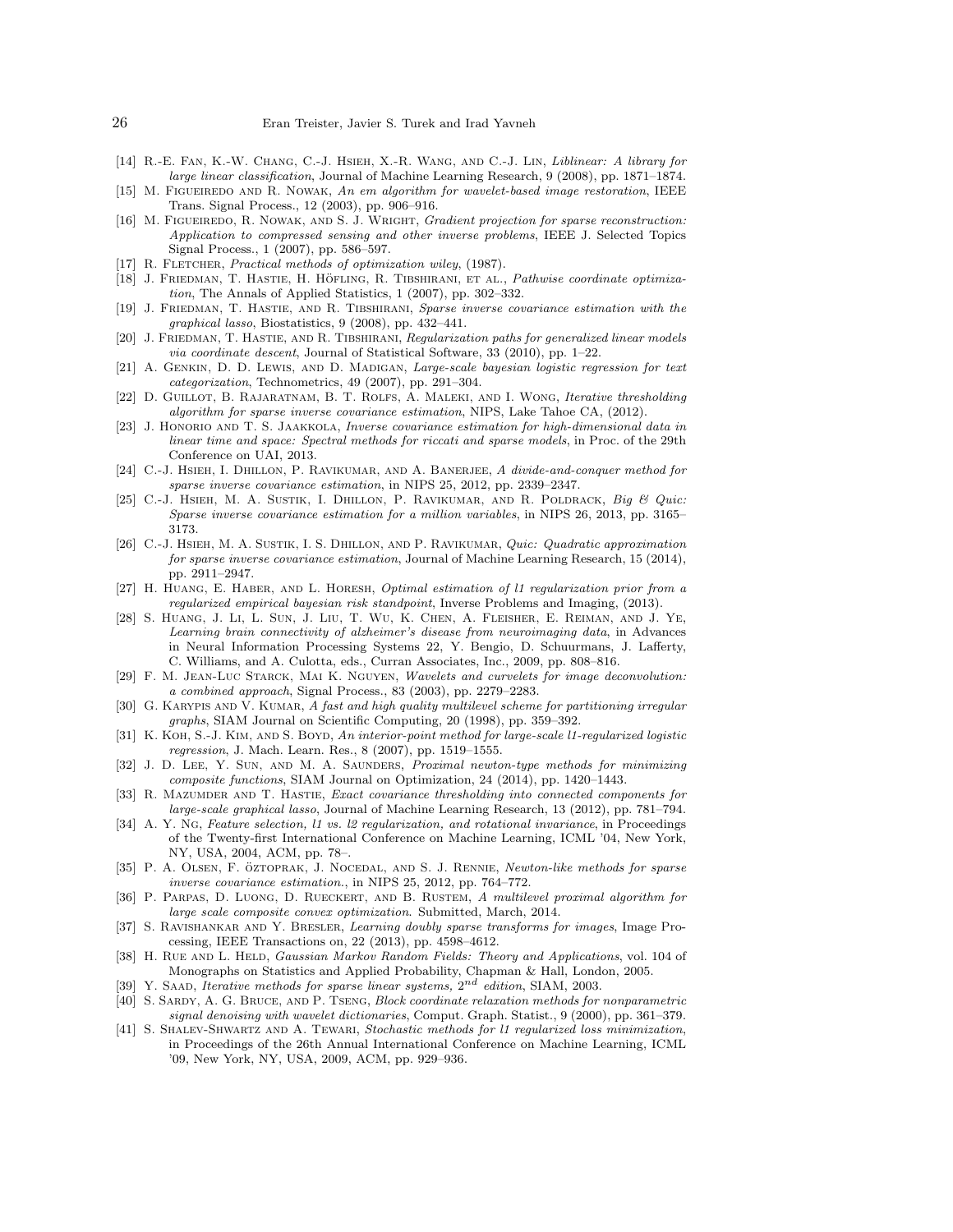[14] R.-E. Fan, K.-W. Chang, C.-J. Hsieh, X.-R. Wang, and C.-J. Lin, *Liblinear: A library for large linear classification*, Journal of Machine Learning Research, 9 (2008), pp. 1871–1874.

[15] M. Figueiredo and R. Nowak, *An em algorithm for wavelet-based image restoration*, IEEE Trans. Signal Process., 12 (2003), pp. 906–916.

[16] M. Figueiredo, R. Nowak, and S. J. Wright, *Gradient projection for sparse reconstruction: Application to compressed sensing and other inverse problems*, IEEE J. Selected Topics Signal Process., 1 (2007), pp. 586–597.

[17] R. Fletcher, *Practical methods of optimization wiley*, (1987).

[18] J. Friedman, T. Hastie, H. Höfling, R. Tibshirani, et al., *Pathwise coordinate optimization*, The Annals of Applied Statistics, 1 (2007), pp. 302–332.

[19] J. Friedman, T. Hastie, and R. Tibshirani, *Sparse inverse covariance estimation with the graphical lasso*, Biostatistics, 9 (2008), pp. 432–441.

[20] J. Friedman, T. Hastie, and R. Tibshirani, *Regularization paths for generalized linear models via coordinate descent*, Journal of Statistical Software, 33 (2010), pp. 1–22.

[21] A. Genkin, D. D. Lewis, and D. Madigan, *Large-scale bayesian logistic regression for text categorization*, Technometrics, 49 (2007), pp. 291–304.

[22] D. Guillot, B. Rajaratnam, B. T. Rolfs, A. Maleki, and I. Wong, *Iterative thresholding algorithm for sparse inverse covariance estimation*, NIPS, Lake Tahoe CA, (2012).

[23] J. Honorio and T. S. Jaakkola, *Inverse covariance estimation for high-dimensional data in linear time and space: Spectral methods for riccati and sparse models*, in Proc. of the 29th Conference on UAI, 2013.

[24] C.-J. Hsieh, I. Dhillon, P. Ravikumar, and A. Banerjee, *A divide-and-conquer method for sparse inverse covariance estimation*, in NIPS 25, 2012, pp. 2339–2347.

[25] C.-J. Hsieh, M. A. Sustik, I. Dhillon, P. Ravikumar, and R. Poldrack, *Big & Quic: Sparse inverse covariance estimation for a million variables*, in NIPS 26, 2013, pp. 3165–3173.

[26] C.-J. Hsieh, M. A. Sustik, I. S. Dhillon, and P. Ravikumar, *Quic: Quadratic approximation for sparse inverse covariance estimation*, Journal of Machine Learning Research, 15 (2014), pp. 2911–2947.

[27] H. Huang, E. Haber, and L. Horesh, *Optimal estimation of l1 regularization prior from a regularized empirical bayesian risk standpoint*, Inverse Problems and Imaging, (2013).

[28] S. Huang, J. Li, L. Sun, J. Liu, T. Wu, K. Chen, A. Fleisher, E. Reiman, and J. Ye, *Learning brain connectivity of alzheimer's disease from neuroimaging data*, in Advances in Neural Information Processing Systems 22, Y. Bengio, D. Schuurmans, J. Lafferty, C. Williams, and A. Culotta, eds., Curran Associates, Inc., 2009, pp. 808–816.

[29] F. M. Jean-Luc Starck, Mai K. Nguyen, *Wavelets and curvelets for image deconvolution: a combined approach*, Signal Process., 83 (2003), pp. 2279–2283.

[30] G. Karypis and V. Kumar, *A fast and high quality multilevel scheme for partitioning irregular graphs*, SIAM Journal on Scientific Computing, 20 (1998), pp. 359–392.

[31] K. Koh, S.-J. Kim, and S. Boyd, *An interior-point method for large-scale l1-regularized logistic regression*, J. Mach. Learn. Res., 8 (2007), pp. 1519–1555.

[32] J. D. Lee, Y. Sun, and M. A. Saunders, *Proximal newton-type methods for minimizing composite functions*, SIAM Journal on Optimization, 24 (2014), pp. 1420–1443.

[33] R. Mazumder and T. Hastie, *Exact covariance thresholding into connected components for large-scale graphical lasso*, Journal of Machine Learning Research, 13 (2012), pp. 781–794.

[34] A. Y. Ng, *Feature selection, l1 vs. l2 regularization, and rotational invariance*, in Proceedings of the Twenty-first International Conference on Machine Learning, ICML '04, New York, NY, USA, 2004, ACM, pp. 78–.

[35] P. A. Olsen, F. Öztoprak, J. Nocedal, and S. J. Rennie, *Newton-like methods for sparse inverse covariance estimation.*, in NIPS 25, 2012, pp. 764–772.

[36] P. Parpas, D. Luong, D. Rueckert, and B. Rustem, *A multilevel proximal algorithm for large scale composite convex optimization*. Submitted, March, 2014.

[37] S. Ravishankar and Y. Bresler, *Learning doubly sparse transforms for images*, Image Processing, IEEE Transactions on, 22 (2013), pp. 4598–4612.

[38] H. Rue and L. Held, *Gaussian Markov Random Fields: Theory and Applications*, vol. 104 of Monographs on Statistics and Applied Probability, Chapman & Hall, London, 2005.

[39] Y. Saad, *Iterative methods for sparse linear systems, $2^{nd}$ edition*, SIAM, 2003.

[40] S. Sardy, A. G. Bruce, and P. Tseng, *Block coordinate relaxation methods for nonparametric signal denoising with wavelet dictionaries*, Comput. Graph. Statist., 9 (2000), pp. 361–379.

[41] S. Shalev-Shwartz and A. Tewari, *Stochastic methods for l1 regularized loss minimization*, in Proceedings of the 26th Annual International Conference on Machine Learning, ICML '09, New York, NY, USA, 2009, ACM, pp. 929–936.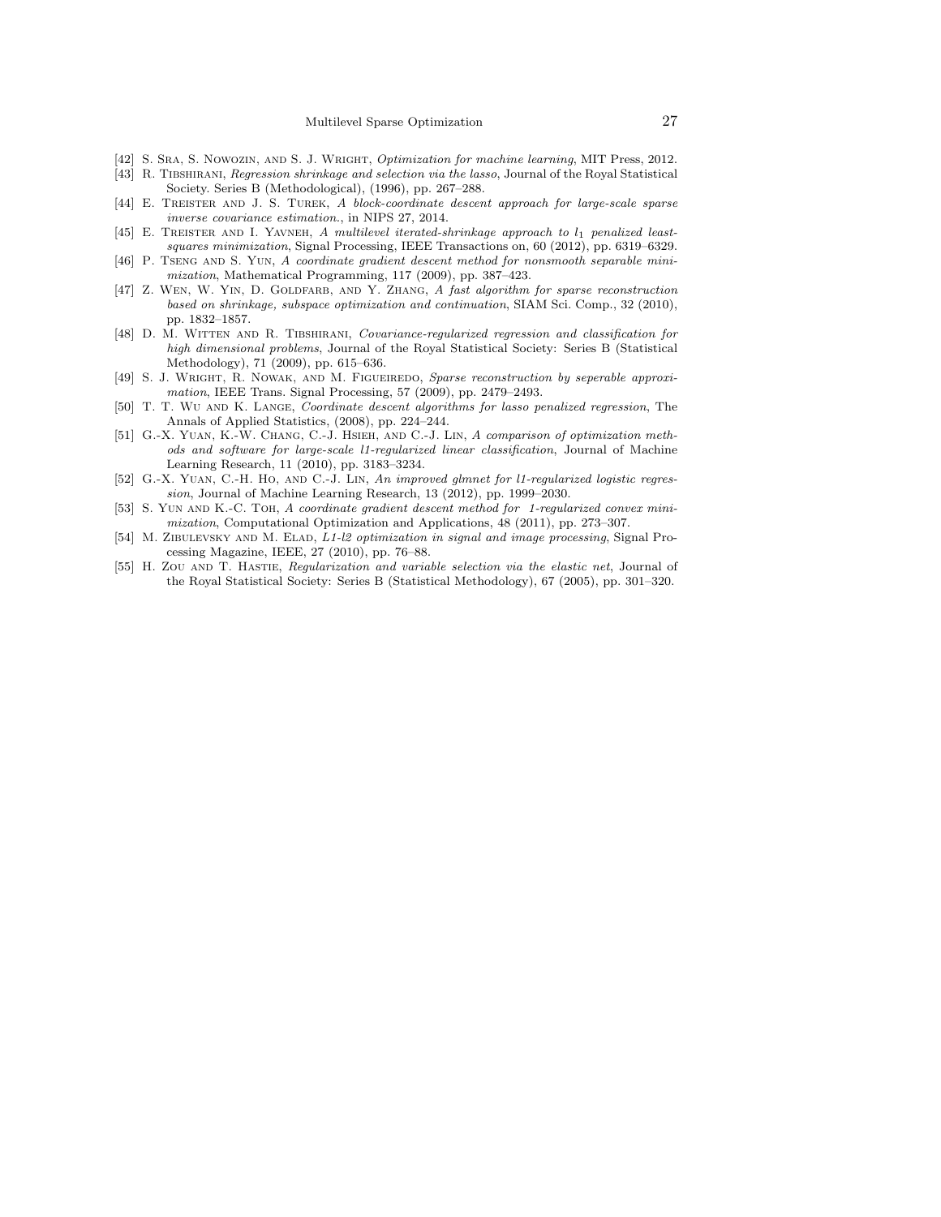[42] S. Sra, S. Nowozin, and S. J. Wright, *Optimization for machine learning*, MIT Press, 2012.

[43] R. Tibshirani, *Regression shrinkage and selection via the lasso*, Journal of the Royal Statistical Society. Series B (Methodological), (1996), pp. 267–288.

[44] E. Treister and J. S. Turek, *A block-coordinate descent approach for large-scale sparse inverse covariance estimation.*, in NIPS 27, 2014.

[45] E. Treister and I. Yavneh, *A multilevel iterated-shrinkage approach to $l_1$ penalized least-squares minimization*, Signal Processing, IEEE Transactions on, 60 (2012), pp. 6319–6329.

[46] P. Tseng and S. Yun, *A coordinate gradient descent method for nonsmooth separable minimization*, Mathematical Programming, 117 (2009), pp. 387–423.

[47] Z. Wen, W. Yin, D. Goldfarb, and Y. Zhang, *A fast algorithm for sparse reconstruction based on shrinkage, subspace optimization and continuation*, SIAM Sci. Comp., 32 (2010), pp. 1832–1857.

[48] D. M. Witten and R. Tibshirani, *Covariance-regularized regression and classification for high dimensional problems*, Journal of the Royal Statistical Society: Series B (Statistical Methodology), 71 (2009), pp. 615–636.

[49] S. J. Wright, R. Nowak, and M. Figueiredo, *Sparse reconstruction by seperable approximation*, IEEE Trans. Signal Processing, 57 (2009), pp. 2479–2493.

[50] T. T. Wu and K. Lange, *Coordinate descent algorithms for lasso penalized regression*, The Annals of Applied Statistics, (2008), pp. 224–244.

[51] G.-X. Yuan, K.-W. Chang, C.-J. Hsieh, and C.-J. Lin, *A comparison of optimization methods and software for large-scale l1-regularized linear classification*, Journal of Machine Learning Research, 11 (2010), pp. 3183–3234.

[52] G.-X. Yuan, C.-H. Ho, and C.-J. Lin, *An improved glmnet for l1-regularized logistic regression*, Journal of Machine Learning Research, 13 (2012), pp. 1999–2030.

[53] S. Yun and K.-C. Toh, *A coordinate gradient descent method for 1-regularized convex minimization*, Computational Optimization and Applications, 48 (2011), pp. 273–307.

[54] M. Zibulevsky and M. Elad, *L1-l2 optimization in signal and image processing*, Signal Processing Magazine, IEEE, 27 (2010), pp. 76–88.

[55] H. Zou and T. Hastie, *Regularization and variable selection via the elastic net*, Journal of the Royal Statistical Society: Series B (Statistical Methodology), 67 (2005), pp. 301–320.